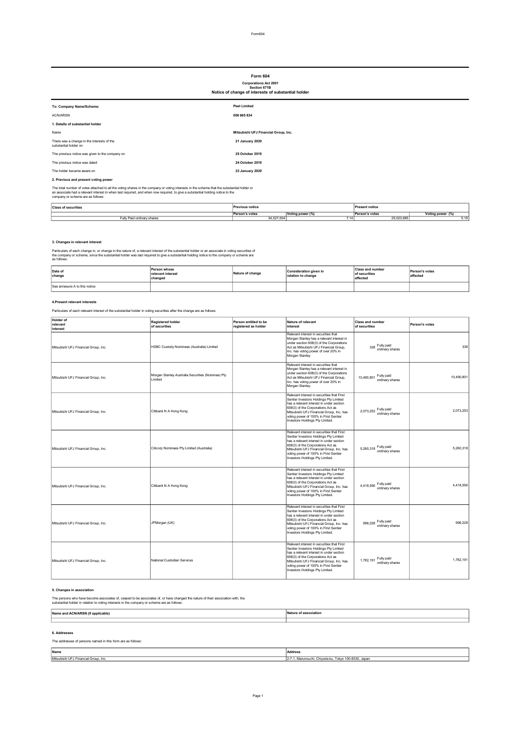# Form 604

**Corporations Act 2001**
**Section 671B**
**Notice of change of interests of substantial holder**

| | |
|---|---|
| **To: Company Name/Scheme:** | **Peet Limited** |
| ACN/ARSN | **008 665 834** |

**1. Details of substantial holder**

| | |
|---|---|
| Name | **Mitsubishi UFJ Financial Group, Inc.** |
| There was a change in the interests of the substantial holder on | **21 January 2020** |
| The previous notice was given to the company on | **25 October 2019** |
| The previous notice was dated | **24 October 2019** |
| The holder became aware on | **23 January 2020** |

**2. Previous and present voting power**

The total number of votes attached to all the voting shares in the company or voting interests in the scheme that the substantial holder or an associate had a relevant interest in when last required, and when now required, to give a substantial holding notice to the company or scheme are as follows:

| Class of securities | Previous notice | | Present notice | |
|---|---|---|---|---|
| | Person's votes | Voting power (%) | Person's votes | Voting power (%) |
| Fully Paid ordinary shares | 34,527,004 | 7.14 | 25,023,685 | 5.18 |

**3. Changes in relevant interest**

Particulars of each change in, or change in the nature of, a relevant interest of the substantial holder or an associate in voting securities of the company or scheme, since the substantial holder was last required to give a substantial holding notice to the company or scheme are as follows:

| Date of change | Person whose relevant interest changed | Nature of change | Consideration given in relation to change | Class and number of securities affected | Person's votes affected |
|---|---|---|---|---|---|
| See annexure A to this notice | | | | | |

**4.Present relevant interests**

Particulars of each relevant interest of the substantial holder in voting securities after the change are as follows:

| Holder of relevant interest | Registered holder of securities | Person entitled to be registered as holder | Nature of relevant interest | Class and number of securities | Person's votes |
|---|---|---|---|---|---|
| Mitsubishi UFJ Financial Group, Inc. | HSBC Custody Nominees (Australia) Limited | | Relevant interest in securities that Morgan Stanley has a relevant interest in under section 608(3) of the Corporations Act as Mitsubishi UFJ Financial Group, Inc. has voting power of over 20% in Morgan Stanley. | 338 Fully paid ordinary shares | 338 |
| Mitsubishi UFJ Financial Group, Inc. | Morgan Stanley Australia Securities (Nominee) Pty Limited | | Relevant interest in securities that Morgan Stanley has a relevant interest in under section 608(3) of the Corporations Act as Mitsubishi UFJ Financial Group, Inc. has voting power of over 20% in Morgan Stanley. | 10,490,801 Fully paid ordinary shares | 10,490,801 |
| Mitsubishi UFJ Financial Group, Inc. | Citibank N A Hong Kong | | Relevant interest in securities that First Sentier Investors Holdings Pty Limited has a relevant interest in under section 608(3) of the Corporations Act as Mitsubishi UFJ Financial Group, Inc. has voting power of 100% in First Sentier Investors Holdings Pty Limited. | 2,073,253 Fully paid ordinary shares | 2,073,253 |
| Mitsubishi UFJ Financial Group, Inc. | Citicorp Nominees Pty Limited (Australia) | | Relevant interest in securities that First Sentier Investors Holdings Pty Limited has a relevant interest in under section 608(3) of the Corporations Act as Mitsubishi UFJ Financial Group, Inc. has voting power of 100% in First Sentier Investors Holdings Pty Limited. | 5,260,318 Fully paid ordinary shares | 5,260,318 |
| Mitsubishi UFJ Financial Group, Inc. | Citibank N A Hong Kong | | Relevant interest in securities that First Sentier Investors Holdings Pty Limited has a relevant interest in under section 608(3) of the Corporations Act as Mitsubishi UFJ Financial Group, Inc. has voting power of 100% in First Sentier Investors Holdings Pty Limited. | 4,418,556 Fully paid ordinary shares | 4,418,556 |
| Mitsubishi UFJ Financial Group, Inc. | JPMorgan (UK) | | Relevant interest in securities that First Sentier Investors Holdings Pty Limited has a relevant interest in under section 608(3) of the Corporations Act as Mitsubishi UFJ Financial Group, Inc. has voting power of 100% in First Sentier Investors Holdings Pty Limited. | 998,228 Fully paid ordinary shares | 998,228 |
| Mitsubishi UFJ Financial Group, Inc. | National Custodian Services | | Relevant interest in securities that First Sentier Investors Holdings Pty Limited has a relevant interest in under section 608(3) of the Corporations Act as Mitsubishi UFJ Financial Group, Inc. has voting power of 100% in First Sentier Investors Holdings Pty Limited. | 1,782,191 Fully paid ordinary shares | 1,782,191 |

**5. Changes in association**

The persons who have become associates of, ceased to be associates of, or have changed the nature of their association with, the substantial holder in relation to voting interests in the company or scheme are as follows:

| Name and ACN/ARSN (if applicable) | Nature of association |
|---|---|
| | |

**6. Addresses**

The addresses of persons named in this form are as follows:

| Name | Address |
|---|---|
| Mitsubishi UFJ Financial Group, Inc. | 2-7-1, Marunouchi, Chiyoda-ku, Tokyo 100-8330, Japan |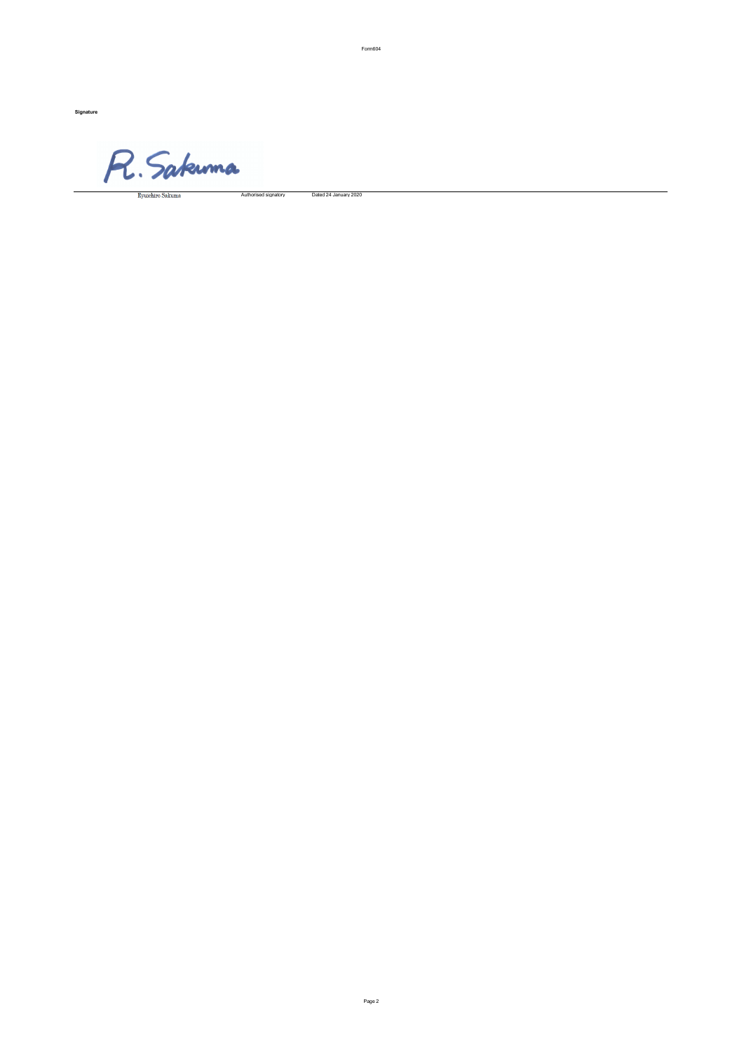**Signature**

| | | |
|---|---|---|
| Ryuichiro Sakuma | Authorised signatory | Dated 24 January 2020 |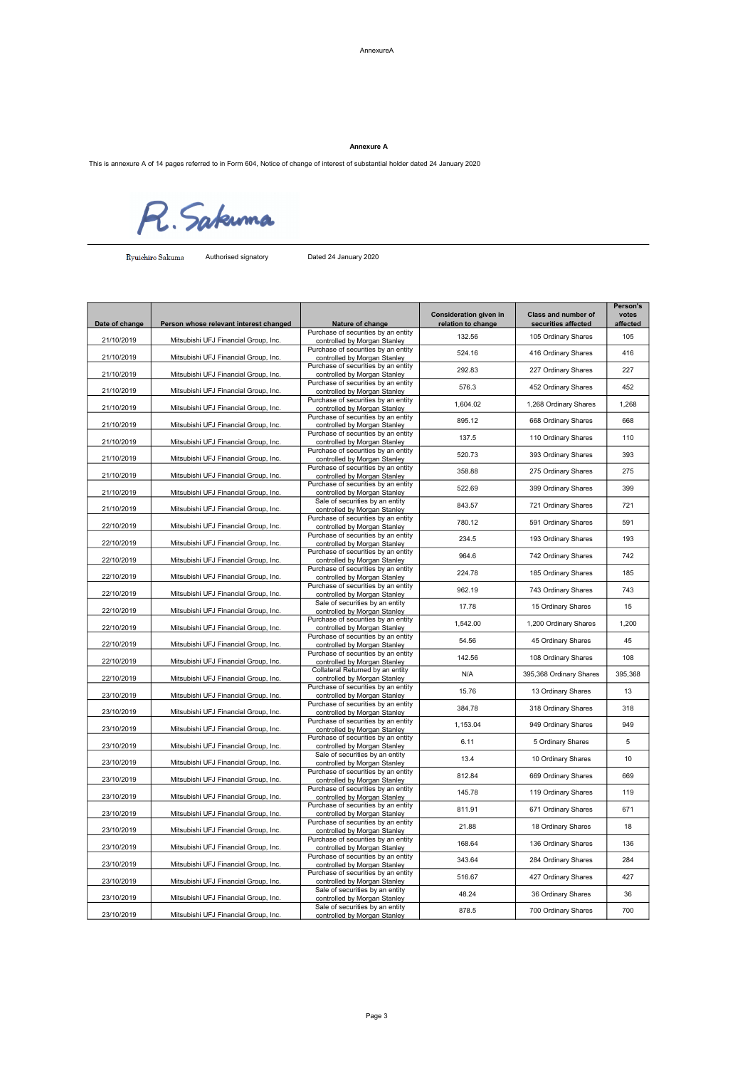AnnexureA

**Annexure A**

This is annexure A of 14 pages referred to in Form 604, Notice of change of interest of substantial holder dated 24 January 2020

R. Sakuma

Ryuichiro Sakuma &nbsp;&nbsp;&nbsp; Authorised signatory &nbsp;&nbsp;&nbsp; Dated 24 January 2020

| Date of change | Person whose relevant interest changed | Nature of change | Consideration given in relation to change | Class and number of securities affected | Person's votes affected |
|---|---|---|---|---|---|
| 21/10/2019 | Mitsubishi UFJ Financial Group, Inc. | Purchase of securities by an entity controlled by Morgan Stanley | 132.56 | 105 Ordinary Shares | 105 |
| 21/10/2019 | Mitsubishi UFJ Financial Group, Inc. | Purchase of securities by an entity controlled by Morgan Stanley | 524.16 | 416 Ordinary Shares | 416 |
| 21/10/2019 | Mitsubishi UFJ Financial Group, Inc. | Purchase of securities by an entity controlled by Morgan Stanley | 292.83 | 227 Ordinary Shares | 227 |
| 21/10/2019 | Mitsubishi UFJ Financial Group, Inc. | Purchase of securities by an entity controlled by Morgan Stanley | 576.3 | 452 Ordinary Shares | 452 |
| 21/10/2019 | Mitsubishi UFJ Financial Group, Inc. | Purchase of securities by an entity controlled by Morgan Stanley | 1,604.02 | 1,268 Ordinary Shares | 1,268 |
| 21/10/2019 | Mitsubishi UFJ Financial Group, Inc. | Purchase of securities by an entity controlled by Morgan Stanley | 895.12 | 668 Ordinary Shares | 668 |
| 21/10/2019 | Mitsubishi UFJ Financial Group, Inc. | Purchase of securities by an entity controlled by Morgan Stanley | 137.5 | 110 Ordinary Shares | 110 |
| 21/10/2019 | Mitsubishi UFJ Financial Group, Inc. | Purchase of securities by an entity controlled by Morgan Stanley | 520.73 | 393 Ordinary Shares | 393 |
| 21/10/2019 | Mitsubishi UFJ Financial Group, Inc. | Purchase of securities by an entity controlled by Morgan Stanley | 358.88 | 275 Ordinary Shares | 275 |
| 21/10/2019 | Mitsubishi UFJ Financial Group, Inc. | Purchase of securities by an entity controlled by Morgan Stanley | 522.69 | 399 Ordinary Shares | 399 |
| 21/10/2019 | Mitsubishi UFJ Financial Group, Inc. | Sale of securities by an entity controlled by Morgan Stanley | 843.57 | 721 Ordinary Shares | 721 |
| 22/10/2019 | Mitsubishi UFJ Financial Group, Inc. | Purchase of securities by an entity controlled by Morgan Stanley | 780.12 | 591 Ordinary Shares | 591 |
| 22/10/2019 | Mitsubishi UFJ Financial Group, Inc. | Purchase of securities by an entity controlled by Morgan Stanley | 234.5 | 193 Ordinary Shares | 193 |
| 22/10/2019 | Mitsubishi UFJ Financial Group, Inc. | Purchase of securities by an entity controlled by Morgan Stanley | 964.6 | 742 Ordinary Shares | 742 |
| 22/10/2019 | Mitsubishi UFJ Financial Group, Inc. | Purchase of securities by an entity controlled by Morgan Stanley | 224.78 | 185 Ordinary Shares | 185 |
| 22/10/2019 | Mitsubishi UFJ Financial Group, Inc. | Purchase of securities by an entity controlled by Morgan Stanley | 962.19 | 743 Ordinary Shares | 743 |
| 22/10/2019 | Mitsubishi UFJ Financial Group, Inc. | Sale of securities by an entity controlled by Morgan Stanley | 17.78 | 15 Ordinary Shares | 15 |
| 22/10/2019 | Mitsubishi UFJ Financial Group, Inc. | Purchase of securities by an entity controlled by Morgan Stanley | 1,542.00 | 1,200 Ordinary Shares | 1,200 |
| 22/10/2019 | Mitsubishi UFJ Financial Group, Inc. | Purchase of securities by an entity controlled by Morgan Stanley | 54.56 | 45 Ordinary Shares | 45 |
| 22/10/2019 | Mitsubishi UFJ Financial Group, Inc. | Purchase of securities by an entity controlled by Morgan Stanley | 142.56 | 108 Ordinary Shares | 108 |
| 22/10/2019 | Mitsubishi UFJ Financial Group, Inc. | Collateral Returned by an entity controlled by Morgan Stanley | N/A | 395,368 Ordinary Shares | 395,368 |
| 23/10/2019 | Mitsubishi UFJ Financial Group, Inc. | Purchase of securities by an entity controlled by Morgan Stanley | 15.76 | 13 Ordinary Shares | 13 |
| 23/10/2019 | Mitsubishi UFJ Financial Group, Inc. | Purchase of securities by an entity controlled by Morgan Stanley | 384.78 | 318 Ordinary Shares | 318 |
| 23/10/2019 | Mitsubishi UFJ Financial Group, Inc. | Purchase of securities by an entity controlled by Morgan Stanley | 1,153.04 | 949 Ordinary Shares | 949 |
| 23/10/2019 | Mitsubishi UFJ Financial Group, Inc. | Purchase of securities by an entity controlled by Morgan Stanley | 6.11 | 5 Ordinary Shares | 5 |
| 23/10/2019 | Mitsubishi UFJ Financial Group, Inc. | Sale of securities by an entity controlled by Morgan Stanley | 13.4 | 10 Ordinary Shares | 10 |
| 23/10/2019 | Mitsubishi UFJ Financial Group, Inc. | Purchase of securities by an entity controlled by Morgan Stanley | 812.84 | 669 Ordinary Shares | 669 |
| 23/10/2019 | Mitsubishi UFJ Financial Group, Inc. | Purchase of securities by an entity controlled by Morgan Stanley | 145.78 | 119 Ordinary Shares | 119 |
| 23/10/2019 | Mitsubishi UFJ Financial Group, Inc. | Purchase of securities by an entity controlled by Morgan Stanley | 811.91 | 671 Ordinary Shares | 671 |
| 23/10/2019 | Mitsubishi UFJ Financial Group, Inc. | Purchase of securities by an entity controlled by Morgan Stanley | 21.88 | 18 Ordinary Shares | 18 |
| 23/10/2019 | Mitsubishi UFJ Financial Group, Inc. | Purchase of securities by an entity controlled by Morgan Stanley | 168.64 | 136 Ordinary Shares | 136 |
| 23/10/2019 | Mitsubishi UFJ Financial Group, Inc. | Purchase of securities by an entity controlled by Morgan Stanley | 343.64 | 284 Ordinary Shares | 284 |
| 23/10/2019 | Mitsubishi UFJ Financial Group, Inc. | Purchase of securities by an entity controlled by Morgan Stanley | 516.67 | 427 Ordinary Shares | 427 |
| 23/10/2019 | Mitsubishi UFJ Financial Group, Inc. | Sale of securities by an entity controlled by Morgan Stanley | 48.24 | 36 Ordinary Shares | 36 |
| 23/10/2019 | Mitsubishi UFJ Financial Group, Inc. | Sale of securities by an entity controlled by Morgan Stanley | 878.5 | 700 Ordinary Shares | 700 |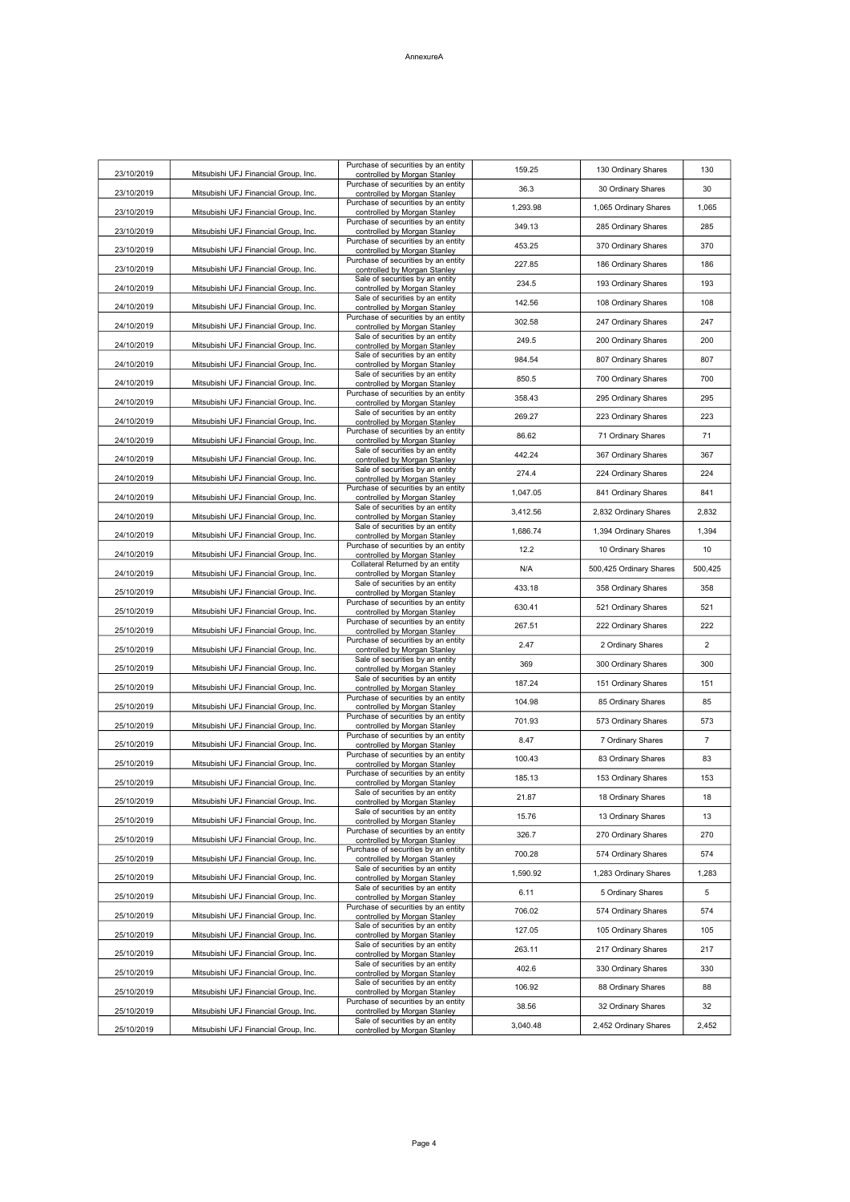AnnexureA

| | | | | | |
|---|---|---|---|---|---|
| 23/10/2019 | Mitsubishi UFJ Financial Group, Inc. | Purchase of securities by an entity controlled by Morgan Stanley | 159.25 | 130 Ordinary Shares | 130 |
| 23/10/2019 | Mitsubishi UFJ Financial Group, Inc. | Purchase of securities by an entity controlled by Morgan Stanley | 36.3 | 30 Ordinary Shares | 30 |
| 23/10/2019 | Mitsubishi UFJ Financial Group, Inc. | Purchase of securities by an entity controlled by Morgan Stanley | 1,293.98 | 1,065 Ordinary Shares | 1,065 |
| 23/10/2019 | Mitsubishi UFJ Financial Group, Inc. | Purchase of securities by an entity controlled by Morgan Stanley | 349.13 | 285 Ordinary Shares | 285 |
| 23/10/2019 | Mitsubishi UFJ Financial Group, Inc. | Purchase of securities by an entity controlled by Morgan Stanley | 453.25 | 370 Ordinary Shares | 370 |
| 23/10/2019 | Mitsubishi UFJ Financial Group, Inc. | Purchase of securities by an entity controlled by Morgan Stanley | 227.85 | 186 Ordinary Shares | 186 |
| 24/10/2019 | Mitsubishi UFJ Financial Group, Inc. | Sale of securities by an entity controlled by Morgan Stanley | 234.5 | 193 Ordinary Shares | 193 |
| 24/10/2019 | Mitsubishi UFJ Financial Group, Inc. | Sale of securities by an entity controlled by Morgan Stanley | 142.56 | 108 Ordinary Shares | 108 |
| 24/10/2019 | Mitsubishi UFJ Financial Group, Inc. | Purchase of securities by an entity controlled by Morgan Stanley | 302.58 | 247 Ordinary Shares | 247 |
| 24/10/2019 | Mitsubishi UFJ Financial Group, Inc. | Sale of securities by an entity controlled by Morgan Stanley | 249.5 | 200 Ordinary Shares | 200 |
| 24/10/2019 | Mitsubishi UFJ Financial Group, Inc. | Sale of securities by an entity controlled by Morgan Stanley | 984.54 | 807 Ordinary Shares | 807 |
| 24/10/2019 | Mitsubishi UFJ Financial Group, Inc. | Sale of securities by an entity controlled by Morgan Stanley | 850.5 | 700 Ordinary Shares | 700 |
| 24/10/2019 | Mitsubishi UFJ Financial Group, Inc. | Purchase of securities by an entity controlled by Morgan Stanley | 358.43 | 295 Ordinary Shares | 295 |
| 24/10/2019 | Mitsubishi UFJ Financial Group, Inc. | Sale of securities by an entity controlled by Morgan Stanley | 269.27 | 223 Ordinary Shares | 223 |
| 24/10/2019 | Mitsubishi UFJ Financial Group, Inc. | Purchase of securities by an entity controlled by Morgan Stanley | 86.62 | 71 Ordinary Shares | 71 |
| 24/10/2019 | Mitsubishi UFJ Financial Group, Inc. | Sale of securities by an entity controlled by Morgan Stanley | 442.24 | 367 Ordinary Shares | 367 |
| 24/10/2019 | Mitsubishi UFJ Financial Group, Inc. | Sale of securities by an entity controlled by Morgan Stanley | 274.4 | 224 Ordinary Shares | 224 |
| 24/10/2019 | Mitsubishi UFJ Financial Group, Inc. | Purchase of securities by an entity controlled by Morgan Stanley | 1,047.05 | 841 Ordinary Shares | 841 |
| 24/10/2019 | Mitsubishi UFJ Financial Group, Inc. | Sale of securities by an entity controlled by Morgan Stanley | 3,412.56 | 2,832 Ordinary Shares | 2,832 |
| 24/10/2019 | Mitsubishi UFJ Financial Group, Inc. | Sale of securities by an entity controlled by Morgan Stanley | 1,686.74 | 1,394 Ordinary Shares | 1,394 |
| 24/10/2019 | Mitsubishi UFJ Financial Group, Inc. | Purchase of securities by an entity controlled by Morgan Stanley | 12.2 | 10 Ordinary Shares | 10 |
| 24/10/2019 | Mitsubishi UFJ Financial Group, Inc. | Collateral Returned by an entity controlled by Morgan Stanley | N/A | 500,425 Ordinary Shares | 500,425 |
| 25/10/2019 | Mitsubishi UFJ Financial Group, Inc. | Sale of securities by an entity controlled by Morgan Stanley | 433.18 | 358 Ordinary Shares | 358 |
| 25/10/2019 | Mitsubishi UFJ Financial Group, Inc. | Purchase of securities by an entity controlled by Morgan Stanley | 630.41 | 521 Ordinary Shares | 521 |
| 25/10/2019 | Mitsubishi UFJ Financial Group, Inc. | Purchase of securities by an entity controlled by Morgan Stanley | 267.51 | 222 Ordinary Shares | 222 |
| 25/10/2019 | Mitsubishi UFJ Financial Group, Inc. | Purchase of securities by an entity controlled by Morgan Stanley | 2.47 | 2 Ordinary Shares | 2 |
| 25/10/2019 | Mitsubishi UFJ Financial Group, Inc. | Sale of securities by an entity controlled by Morgan Stanley | 369 | 300 Ordinary Shares | 300 |
| 25/10/2019 | Mitsubishi UFJ Financial Group, Inc. | Sale of securities by an entity controlled by Morgan Stanley | 187.24 | 151 Ordinary Shares | 151 |
| 25/10/2019 | Mitsubishi UFJ Financial Group, Inc. | Purchase of securities by an entity controlled by Morgan Stanley | 104.98 | 85 Ordinary Shares | 85 |
| 25/10/2019 | Mitsubishi UFJ Financial Group, Inc. | Purchase of securities by an entity controlled by Morgan Stanley | 701.93 | 573 Ordinary Shares | 573 |
| 25/10/2019 | Mitsubishi UFJ Financial Group, Inc. | Purchase of securities by an entity controlled by Morgan Stanley | 8.47 | 7 Ordinary Shares | 7 |
| 25/10/2019 | Mitsubishi UFJ Financial Group, Inc. | Purchase of securities by an entity controlled by Morgan Stanley | 100.43 | 83 Ordinary Shares | 83 |
| 25/10/2019 | Mitsubishi UFJ Financial Group, Inc. | Purchase of securities by an entity controlled by Morgan Stanley | 185.13 | 153 Ordinary Shares | 153 |
| 25/10/2019 | Mitsubishi UFJ Financial Group, Inc. | Sale of securities by an entity controlled by Morgan Stanley | 21.87 | 18 Ordinary Shares | 18 |
| 25/10/2019 | Mitsubishi UFJ Financial Group, Inc. | Sale of securities by an entity controlled by Morgan Stanley | 15.76 | 13 Ordinary Shares | 13 |
| 25/10/2019 | Mitsubishi UFJ Financial Group, Inc. | Purchase of securities by an entity controlled by Morgan Stanley | 326.7 | 270 Ordinary Shares | 270 |
| 25/10/2019 | Mitsubishi UFJ Financial Group, Inc. | Purchase of securities by an entity controlled by Morgan Stanley | 700.28 | 574 Ordinary Shares | 574 |
| 25/10/2019 | Mitsubishi UFJ Financial Group, Inc. | Sale of securities by an entity controlled by Morgan Stanley | 1,590.92 | 1,283 Ordinary Shares | 1,283 |
| 25/10/2019 | Mitsubishi UFJ Financial Group, Inc. | Sale of securities by an entity controlled by Morgan Stanley | 6.11 | 5 Ordinary Shares | 5 |
| 25/10/2019 | Mitsubishi UFJ Financial Group, Inc. | Purchase of securities by an entity controlled by Morgan Stanley | 706.02 | 574 Ordinary Shares | 574 |
| 25/10/2019 | Mitsubishi UFJ Financial Group, Inc. | Sale of securities by an entity controlled by Morgan Stanley | 127.05 | 105 Ordinary Shares | 105 |
| 25/10/2019 | Mitsubishi UFJ Financial Group, Inc. | Sale of securities by an entity controlled by Morgan Stanley | 263.11 | 217 Ordinary Shares | 217 |
| 25/10/2019 | Mitsubishi UFJ Financial Group, Inc. | Sale of securities by an entity controlled by Morgan Stanley | 402.6 | 330 Ordinary Shares | 330 |
| 25/10/2019 | Mitsubishi UFJ Financial Group, Inc. | Sale of securities by an entity controlled by Morgan Stanley | 106.92 | 88 Ordinary Shares | 88 |
| 25/10/2019 | Mitsubishi UFJ Financial Group, Inc. | Purchase of securities by an entity controlled by Morgan Stanley | 38.56 | 32 Ordinary Shares | 32 |
| 25/10/2019 | Mitsubishi UFJ Financial Group, Inc. | Sale of securities by an entity controlled by Morgan Stanley | 3,040.48 | 2,452 Ordinary Shares | 2,452 |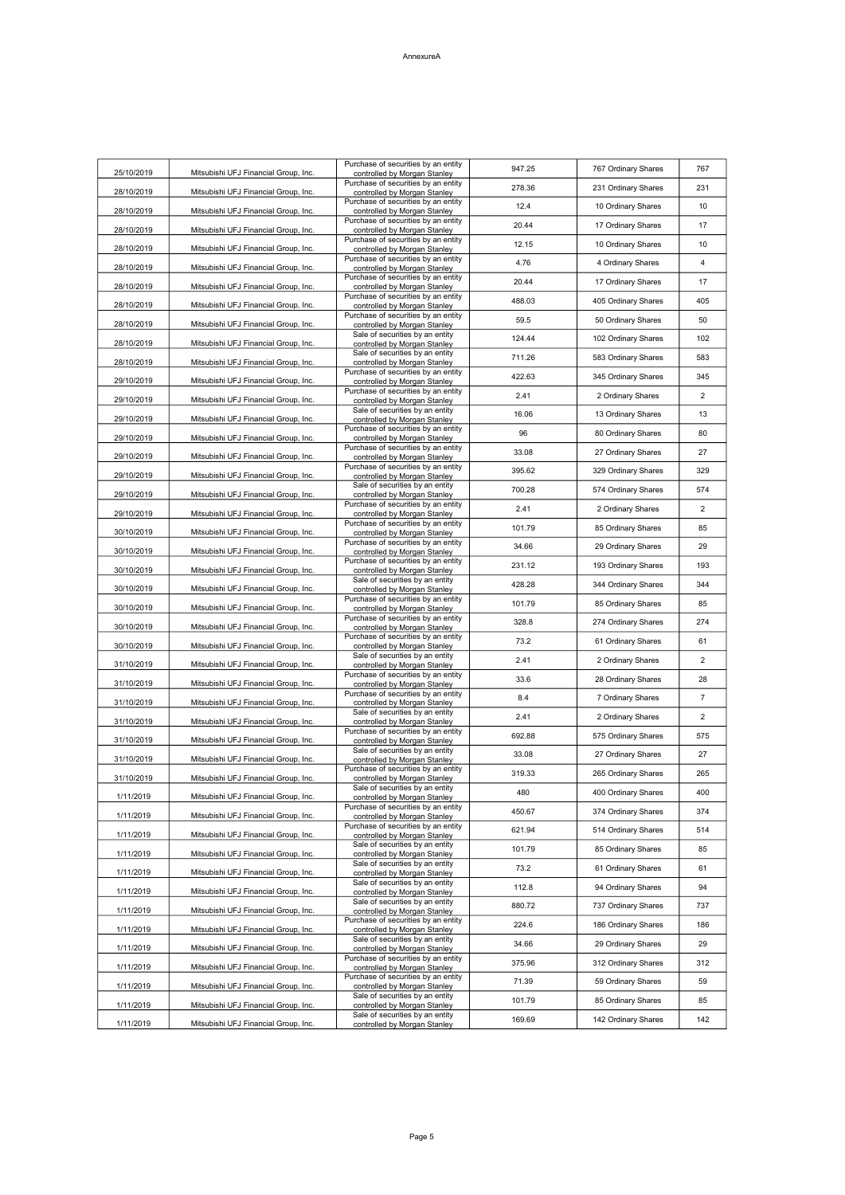AnnexureA

| | | | | | |
|---|---|---|---|---|---|
| 25/10/2019 | Mitsubishi UFJ Financial Group, Inc. | Purchase of securities by an entity controlled by Morgan Stanley | 947.25 | 767 Ordinary Shares | 767 |
| 28/10/2019 | Mitsubishi UFJ Financial Group, Inc. | Purchase of securities by an entity controlled by Morgan Stanley | 278.36 | 231 Ordinary Shares | 231 |
| 28/10/2019 | Mitsubishi UFJ Financial Group, Inc. | Purchase of securities by an entity controlled by Morgan Stanley | 12.4 | 10 Ordinary Shares | 10 |
| 28/10/2019 | Mitsubishi UFJ Financial Group, Inc. | Purchase of securities by an entity controlled by Morgan Stanley | 20.44 | 17 Ordinary Shares | 17 |
| 28/10/2019 | Mitsubishi UFJ Financial Group, Inc. | Purchase of securities by an entity controlled by Morgan Stanley | 12.15 | 10 Ordinary Shares | 10 |
| 28/10/2019 | Mitsubishi UFJ Financial Group, Inc. | Purchase of securities by an entity controlled by Morgan Stanley | 4.76 | 4 Ordinary Shares | 4 |
| 28/10/2019 | Mitsubishi UFJ Financial Group, Inc. | Purchase of securities by an entity controlled by Morgan Stanley | 20.44 | 17 Ordinary Shares | 17 |
| 28/10/2019 | Mitsubishi UFJ Financial Group, Inc. | Purchase of securities by an entity controlled by Morgan Stanley | 488.03 | 405 Ordinary Shares | 405 |
| 28/10/2019 | Mitsubishi UFJ Financial Group, Inc. | Purchase of securities by an entity controlled by Morgan Stanley | 59.5 | 50 Ordinary Shares | 50 |
| 28/10/2019 | Mitsubishi UFJ Financial Group, Inc. | Sale of securities by an entity controlled by Morgan Stanley | 124.44 | 102 Ordinary Shares | 102 |
| 28/10/2019 | Mitsubishi UFJ Financial Group, Inc. | Sale of securities by an entity controlled by Morgan Stanley | 711.26 | 583 Ordinary Shares | 583 |
| 29/10/2019 | Mitsubishi UFJ Financial Group, Inc. | Purchase of securities by an entity controlled by Morgan Stanley | 422.63 | 345 Ordinary Shares | 345 |
| 29/10/2019 | Mitsubishi UFJ Financial Group, Inc. | Purchase of securities by an entity controlled by Morgan Stanley | 2.41 | 2 Ordinary Shares | 2 |
| 29/10/2019 | Mitsubishi UFJ Financial Group, Inc. | Sale of securities by an entity controlled by Morgan Stanley | 16.06 | 13 Ordinary Shares | 13 |
| 29/10/2019 | Mitsubishi UFJ Financial Group, Inc. | Purchase of securities by an entity controlled by Morgan Stanley | 96 | 80 Ordinary Shares | 80 |
| 29/10/2019 | Mitsubishi UFJ Financial Group, Inc. | Purchase of securities by an entity controlled by Morgan Stanley | 33.08 | 27 Ordinary Shares | 27 |
| 29/10/2019 | Mitsubishi UFJ Financial Group, Inc. | Purchase of securities by an entity controlled by Morgan Stanley | 395.62 | 329 Ordinary Shares | 329 |
| 29/10/2019 | Mitsubishi UFJ Financial Group, Inc. | Sale of securities by an entity controlled by Morgan Stanley | 700.28 | 574 Ordinary Shares | 574 |
| 29/10/2019 | Mitsubishi UFJ Financial Group, Inc. | Purchase of securities by an entity controlled by Morgan Stanley | 2.41 | 2 Ordinary Shares | 2 |
| 30/10/2019 | Mitsubishi UFJ Financial Group, Inc. | Purchase of securities by an entity controlled by Morgan Stanley | 101.79 | 85 Ordinary Shares | 85 |
| 30/10/2019 | Mitsubishi UFJ Financial Group, Inc. | Purchase of securities by an entity controlled by Morgan Stanley | 34.66 | 29 Ordinary Shares | 29 |
| 30/10/2019 | Mitsubishi UFJ Financial Group, Inc. | Purchase of securities by an entity controlled by Morgan Stanley | 231.12 | 193 Ordinary Shares | 193 |
| 30/10/2019 | Mitsubishi UFJ Financial Group, Inc. | Sale of securities by an entity controlled by Morgan Stanley | 428.28 | 344 Ordinary Shares | 344 |
| 30/10/2019 | Mitsubishi UFJ Financial Group, Inc. | Purchase of securities by an entity controlled by Morgan Stanley | 101.79 | 85 Ordinary Shares | 85 |
| 30/10/2019 | Mitsubishi UFJ Financial Group, Inc. | Purchase of securities by an entity controlled by Morgan Stanley | 328.8 | 274 Ordinary Shares | 274 |
| 30/10/2019 | Mitsubishi UFJ Financial Group, Inc. | Purchase of securities by an entity controlled by Morgan Stanley | 73.2 | 61 Ordinary Shares | 61 |
| 31/10/2019 | Mitsubishi UFJ Financial Group, Inc. | Sale of securities by an entity controlled by Morgan Stanley | 2.41 | 2 Ordinary Shares | 2 |
| 31/10/2019 | Mitsubishi UFJ Financial Group, Inc. | Purchase of securities by an entity controlled by Morgan Stanley | 33.6 | 28 Ordinary Shares | 28 |
| 31/10/2019 | Mitsubishi UFJ Financial Group, Inc. | Purchase of securities by an entity controlled by Morgan Stanley | 8.4 | 7 Ordinary Shares | 7 |
| 31/10/2019 | Mitsubishi UFJ Financial Group, Inc. | Sale of securities by an entity controlled by Morgan Stanley | 2.41 | 2 Ordinary Shares | 2 |
| 31/10/2019 | Mitsubishi UFJ Financial Group, Inc. | Purchase of securities by an entity controlled by Morgan Stanley | 692.88 | 575 Ordinary Shares | 575 |
| 31/10/2019 | Mitsubishi UFJ Financial Group, Inc. | Sale of securities by an entity controlled by Morgan Stanley | 33.08 | 27 Ordinary Shares | 27 |
| 31/10/2019 | Mitsubishi UFJ Financial Group, Inc. | Purchase of securities by an entity controlled by Morgan Stanley | 319.33 | 265 Ordinary Shares | 265 |
| 1/11/2019 | Mitsubishi UFJ Financial Group, Inc. | Sale of securities by an entity controlled by Morgan Stanley | 480 | 400 Ordinary Shares | 400 |
| 1/11/2019 | Mitsubishi UFJ Financial Group, Inc. | Purchase of securities by an entity controlled by Morgan Stanley | 450.67 | 374 Ordinary Shares | 374 |
| 1/11/2019 | Mitsubishi UFJ Financial Group, Inc. | Purchase of securities by an entity controlled by Morgan Stanley | 621.94 | 514 Ordinary Shares | 514 |
| 1/11/2019 | Mitsubishi UFJ Financial Group, Inc. | Sale of securities by an entity controlled by Morgan Stanley | 101.79 | 85 Ordinary Shares | 85 |
| 1/11/2019 | Mitsubishi UFJ Financial Group, Inc. | Sale of securities by an entity controlled by Morgan Stanley | 73.2 | 61 Ordinary Shares | 61 |
| 1/11/2019 | Mitsubishi UFJ Financial Group, Inc. | Sale of securities by an entity controlled by Morgan Stanley | 112.8 | 94 Ordinary Shares | 94 |
| 1/11/2019 | Mitsubishi UFJ Financial Group, Inc. | Sale of securities by an entity controlled by Morgan Stanley | 880.72 | 737 Ordinary Shares | 737 |
| 1/11/2019 | Mitsubishi UFJ Financial Group, Inc. | Purchase of securities by an entity controlled by Morgan Stanley | 224.6 | 186 Ordinary Shares | 186 |
| 1/11/2019 | Mitsubishi UFJ Financial Group, Inc. | Sale of securities by an entity controlled by Morgan Stanley | 34.66 | 29 Ordinary Shares | 29 |
| 1/11/2019 | Mitsubishi UFJ Financial Group, Inc. | Purchase of securities by an entity controlled by Morgan Stanley | 375.96 | 312 Ordinary Shares | 312 |
| 1/11/2019 | Mitsubishi UFJ Financial Group, Inc. | Purchase of securities by an entity controlled by Morgan Stanley | 71.39 | 59 Ordinary Shares | 59 |
| 1/11/2019 | Mitsubishi UFJ Financial Group, Inc. | Sale of securities by an entity controlled by Morgan Stanley | 101.79 | 85 Ordinary Shares | 85 |
| 1/11/2019 | Mitsubishi UFJ Financial Group, Inc. | Sale of securities by an entity controlled by Morgan Stanley | 169.69 | 142 Ordinary Shares | 142 |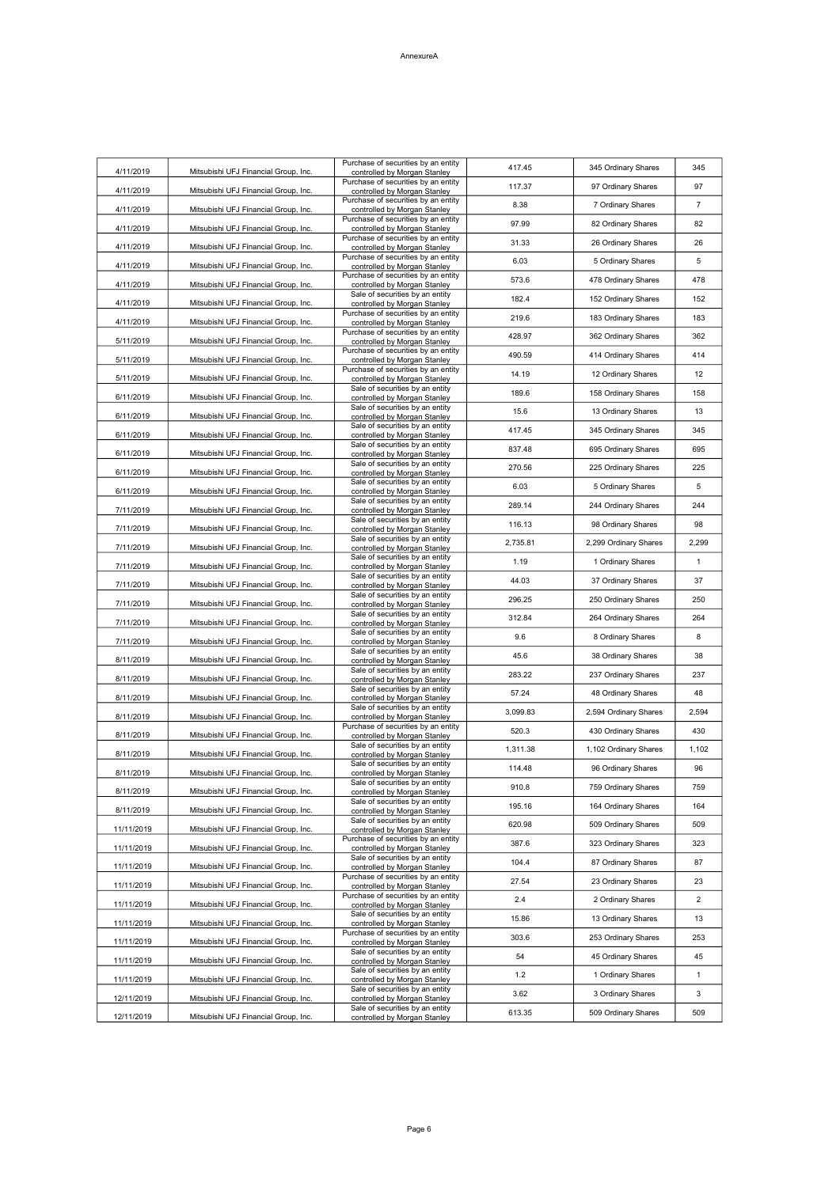AnnexureA

| | | | | | |
|---|---|---|---|---|---|
| 4/11/2019 | Mitsubishi UFJ Financial Group, Inc. | Purchase of securities by an entity controlled by Morgan Stanley | 417.45 | 345 Ordinary Shares | 345 |
| 4/11/2019 | Mitsubishi UFJ Financial Group, Inc. | Purchase of securities by an entity controlled by Morgan Stanley | 117.37 | 97 Ordinary Shares | 97 |
| 4/11/2019 | Mitsubishi UFJ Financial Group, Inc. | Purchase of securities by an entity controlled by Morgan Stanley | 8.38 | 7 Ordinary Shares | 7 |
| 4/11/2019 | Mitsubishi UFJ Financial Group, Inc. | Purchase of securities by an entity controlled by Morgan Stanley | 97.99 | 82 Ordinary Shares | 82 |
| 4/11/2019 | Mitsubishi UFJ Financial Group, Inc. | Purchase of securities by an entity controlled by Morgan Stanley | 31.33 | 26 Ordinary Shares | 26 |
| 4/11/2019 | Mitsubishi UFJ Financial Group, Inc. | Purchase of securities by an entity controlled by Morgan Stanley | 6.03 | 5 Ordinary Shares | 5 |
| 4/11/2019 | Mitsubishi UFJ Financial Group, Inc. | Purchase of securities by an entity controlled by Morgan Stanley | 573.6 | 478 Ordinary Shares | 478 |
| 4/11/2019 | Mitsubishi UFJ Financial Group, Inc. | Sale of securities by an entity controlled by Morgan Stanley | 182.4 | 152 Ordinary Shares | 152 |
| 4/11/2019 | Mitsubishi UFJ Financial Group, Inc. | Purchase of securities by an entity controlled by Morgan Stanley | 219.6 | 183 Ordinary Shares | 183 |
| 5/11/2019 | Mitsubishi UFJ Financial Group, Inc. | Purchase of securities by an entity controlled by Morgan Stanley | 428.97 | 362 Ordinary Shares | 362 |
| 5/11/2019 | Mitsubishi UFJ Financial Group, Inc. | Purchase of securities by an entity controlled by Morgan Stanley | 490.59 | 414 Ordinary Shares | 414 |
| 5/11/2019 | Mitsubishi UFJ Financial Group, Inc. | Purchase of securities by an entity controlled by Morgan Stanley | 14.19 | 12 Ordinary Shares | 12 |
| 6/11/2019 | Mitsubishi UFJ Financial Group, Inc. | Sale of securities by an entity controlled by Morgan Stanley | 189.6 | 158 Ordinary Shares | 158 |
| 6/11/2019 | Mitsubishi UFJ Financial Group, Inc. | Sale of securities by an entity controlled by Morgan Stanley | 15.6 | 13 Ordinary Shares | 13 |
| 6/11/2019 | Mitsubishi UFJ Financial Group, Inc. | Sale of securities by an entity controlled by Morgan Stanley | 417.45 | 345 Ordinary Shares | 345 |
| 6/11/2019 | Mitsubishi UFJ Financial Group, Inc. | Sale of securities by an entity controlled by Morgan Stanley | 837.48 | 695 Ordinary Shares | 695 |
| 6/11/2019 | Mitsubishi UFJ Financial Group, Inc. | Sale of securities by an entity controlled by Morgan Stanley | 270.56 | 225 Ordinary Shares | 225 |
| 6/11/2019 | Mitsubishi UFJ Financial Group, Inc. | Sale of securities by an entity controlled by Morgan Stanley | 6.03 | 5 Ordinary Shares | 5 |
| 7/11/2019 | Mitsubishi UFJ Financial Group, Inc. | Sale of securities by an entity controlled by Morgan Stanley | 289.14 | 244 Ordinary Shares | 244 |
| 7/11/2019 | Mitsubishi UFJ Financial Group, Inc. | Sale of securities by an entity controlled by Morgan Stanley | 116.13 | 98 Ordinary Shares | 98 |
| 7/11/2019 | Mitsubishi UFJ Financial Group, Inc. | Sale of securities by an entity controlled by Morgan Stanley | 2,735.81 | 2,299 Ordinary Shares | 2,299 |
| 7/11/2019 | Mitsubishi UFJ Financial Group, Inc. | Sale of securities by an entity controlled by Morgan Stanley | 1.19 | 1 Ordinary Shares | 1 |
| 7/11/2019 | Mitsubishi UFJ Financial Group, Inc. | Sale of securities by an entity controlled by Morgan Stanley | 44.03 | 37 Ordinary Shares | 37 |
| 7/11/2019 | Mitsubishi UFJ Financial Group, Inc. | Sale of securities by an entity controlled by Morgan Stanley | 296.25 | 250 Ordinary Shares | 250 |
| 7/11/2019 | Mitsubishi UFJ Financial Group, Inc. | Sale of securities by an entity controlled by Morgan Stanley | 312.84 | 264 Ordinary Shares | 264 |
| 7/11/2019 | Mitsubishi UFJ Financial Group, Inc. | Sale of securities by an entity controlled by Morgan Stanley | 9.6 | 8 Ordinary Shares | 8 |
| 8/11/2019 | Mitsubishi UFJ Financial Group, Inc. | Sale of securities by an entity controlled by Morgan Stanley | 45.6 | 38 Ordinary Shares | 38 |
| 8/11/2019 | Mitsubishi UFJ Financial Group, Inc. | Sale of securities by an entity controlled by Morgan Stanley | 283.22 | 237 Ordinary Shares | 237 |
| 8/11/2019 | Mitsubishi UFJ Financial Group, Inc. | Sale of securities by an entity controlled by Morgan Stanley | 57.24 | 48 Ordinary Shares | 48 |
| 8/11/2019 | Mitsubishi UFJ Financial Group, Inc. | Sale of securities by an entity controlled by Morgan Stanley | 3,099.83 | 2,594 Ordinary Shares | 2,594 |
| 8/11/2019 | Mitsubishi UFJ Financial Group, Inc. | Purchase of securities by an entity controlled by Morgan Stanley | 520.3 | 430 Ordinary Shares | 430 |
| 8/11/2019 | Mitsubishi UFJ Financial Group, Inc. | Sale of securities by an entity controlled by Morgan Stanley | 1,311.38 | 1,102 Ordinary Shares | 1,102 |
| 8/11/2019 | Mitsubishi UFJ Financial Group, Inc. | Sale of securities by an entity controlled by Morgan Stanley | 114.48 | 96 Ordinary Shares | 96 |
| 8/11/2019 | Mitsubishi UFJ Financial Group, Inc. | Sale of securities by an entity controlled by Morgan Stanley | 910.8 | 759 Ordinary Shares | 759 |
| 8/11/2019 | Mitsubishi UFJ Financial Group, Inc. | Sale of securities by an entity controlled by Morgan Stanley | 195.16 | 164 Ordinary Shares | 164 |
| 11/11/2019 | Mitsubishi UFJ Financial Group, Inc. | Sale of securities by an entity controlled by Morgan Stanley | 620.98 | 509 Ordinary Shares | 509 |
| 11/11/2019 | Mitsubishi UFJ Financial Group, Inc. | Purchase of securities by an entity controlled by Morgan Stanley | 387.6 | 323 Ordinary Shares | 323 |
| 11/11/2019 | Mitsubishi UFJ Financial Group, Inc. | Sale of securities by an entity controlled by Morgan Stanley | 104.4 | 87 Ordinary Shares | 87 |
| 11/11/2019 | Mitsubishi UFJ Financial Group, Inc. | Purchase of securities by an entity controlled by Morgan Stanley | 27.54 | 23 Ordinary Shares | 23 |
| 11/11/2019 | Mitsubishi UFJ Financial Group, Inc. | Purchase of securities by an entity controlled by Morgan Stanley | 2.4 | 2 Ordinary Shares | 2 |
| 11/11/2019 | Mitsubishi UFJ Financial Group, Inc. | Sale of securities by an entity controlled by Morgan Stanley | 15.86 | 13 Ordinary Shares | 13 |
| 11/11/2019 | Mitsubishi UFJ Financial Group, Inc. | Purchase of securities by an entity controlled by Morgan Stanley | 303.6 | 253 Ordinary Shares | 253 |
| 11/11/2019 | Mitsubishi UFJ Financial Group, Inc. | Sale of securities by an entity controlled by Morgan Stanley | 54 | 45 Ordinary Shares | 45 |
| 11/11/2019 | Mitsubishi UFJ Financial Group, Inc. | Sale of securities by an entity controlled by Morgan Stanley | 1.2 | 1 Ordinary Shares | 1 |
| 12/11/2019 | Mitsubishi UFJ Financial Group, Inc. | Sale of securities by an entity controlled by Morgan Stanley | 3.62 | 3 Ordinary Shares | 3 |
| 12/11/2019 | Mitsubishi UFJ Financial Group, Inc. | Sale of securities by an entity controlled by Morgan Stanley | 613.35 | 509 Ordinary Shares | 509 |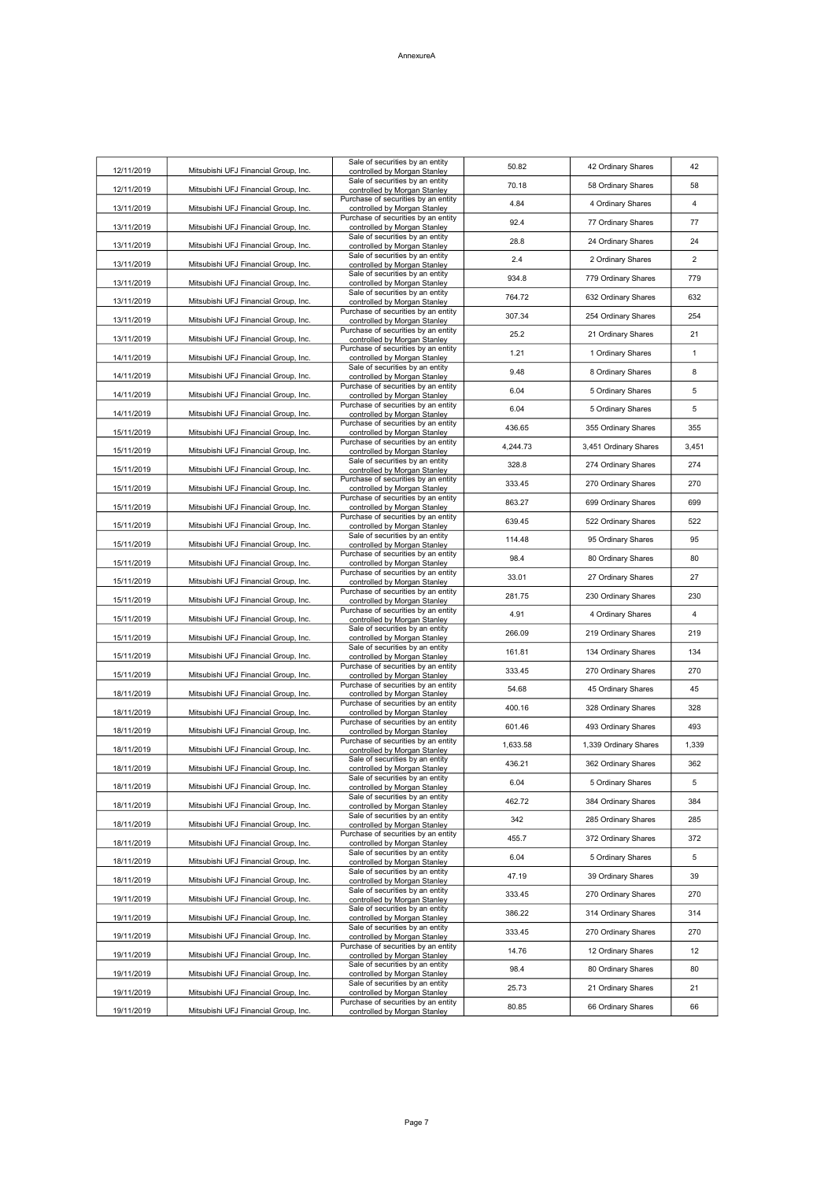AnnexureA

| | | | | | |
|---|---|---|---|---|---|
| 12/11/2019 | Mitsubishi UFJ Financial Group, Inc. | Sale of securities by an entity controlled by Morgan Stanley | 50.82 | 42 Ordinary Shares | 42 |
| 12/11/2019 | Mitsubishi UFJ Financial Group, Inc. | Sale of securities by an entity controlled by Morgan Stanley | 70.18 | 58 Ordinary Shares | 58 |
| 13/11/2019 | Mitsubishi UFJ Financial Group, Inc. | Purchase of securities by an entity controlled by Morgan Stanley | 4.84 | 4 Ordinary Shares | 4 |
| 13/11/2019 | Mitsubishi UFJ Financial Group, Inc. | Purchase of securities by an entity controlled by Morgan Stanley | 92.4 | 77 Ordinary Shares | 77 |
| 13/11/2019 | Mitsubishi UFJ Financial Group, Inc. | Sale of securities by an entity controlled by Morgan Stanley | 28.8 | 24 Ordinary Shares | 24 |
| 13/11/2019 | Mitsubishi UFJ Financial Group, Inc. | Sale of securities by an entity controlled by Morgan Stanley | 2.4 | 2 Ordinary Shares | 2 |
| 13/11/2019 | Mitsubishi UFJ Financial Group, Inc. | Sale of securities by an entity controlled by Morgan Stanley | 934.8 | 779 Ordinary Shares | 779 |
| 13/11/2019 | Mitsubishi UFJ Financial Group, Inc. | Sale of securities by an entity controlled by Morgan Stanley | 764.72 | 632 Ordinary Shares | 632 |
| 13/11/2019 | Mitsubishi UFJ Financial Group, Inc. | Purchase of securities by an entity controlled by Morgan Stanley | 307.34 | 254 Ordinary Shares | 254 |
| 13/11/2019 | Mitsubishi UFJ Financial Group, Inc. | Purchase of securities by an entity controlled by Morgan Stanley | 25.2 | 21 Ordinary Shares | 21 |
| 14/11/2019 | Mitsubishi UFJ Financial Group, Inc. | Purchase of securities by an entity controlled by Morgan Stanley | 1.21 | 1 Ordinary Shares | 1 |
| 14/11/2019 | Mitsubishi UFJ Financial Group, Inc. | Sale of securities by an entity controlled by Morgan Stanley | 9.48 | 8 Ordinary Shares | 8 |
| 14/11/2019 | Mitsubishi UFJ Financial Group, Inc. | Purchase of securities by an entity controlled by Morgan Stanley | 6.04 | 5 Ordinary Shares | 5 |
| 14/11/2019 | Mitsubishi UFJ Financial Group, Inc. | Purchase of securities by an entity controlled by Morgan Stanley | 6.04 | 5 Ordinary Shares | 5 |
| 15/11/2019 | Mitsubishi UFJ Financial Group, Inc. | Purchase of securities by an entity controlled by Morgan Stanley | 436.65 | 355 Ordinary Shares | 355 |
| 15/11/2019 | Mitsubishi UFJ Financial Group, Inc. | Purchase of securities by an entity controlled by Morgan Stanley | 4,244.73 | 3,451 Ordinary Shares | 3,451 |
| 15/11/2019 | Mitsubishi UFJ Financial Group, Inc. | Sale of securities by an entity controlled by Morgan Stanley | 328.8 | 274 Ordinary Shares | 274 |
| 15/11/2019 | Mitsubishi UFJ Financial Group, Inc. | Purchase of securities by an entity controlled by Morgan Stanley | 333.45 | 270 Ordinary Shares | 270 |
| 15/11/2019 | Mitsubishi UFJ Financial Group, Inc. | Purchase of securities by an entity controlled by Morgan Stanley | 863.27 | 699 Ordinary Shares | 699 |
| 15/11/2019 | Mitsubishi UFJ Financial Group, Inc. | Purchase of securities by an entity controlled by Morgan Stanley | 639.45 | 522 Ordinary Shares | 522 |
| 15/11/2019 | Mitsubishi UFJ Financial Group, Inc. | Sale of securities by an entity controlled by Morgan Stanley | 114.48 | 95 Ordinary Shares | 95 |
| 15/11/2019 | Mitsubishi UFJ Financial Group, Inc. | Purchase of securities by an entity controlled by Morgan Stanley | 98.4 | 80 Ordinary Shares | 80 |
| 15/11/2019 | Mitsubishi UFJ Financial Group, Inc. | Purchase of securities by an entity controlled by Morgan Stanley | 33.01 | 27 Ordinary Shares | 27 |
| 15/11/2019 | Mitsubishi UFJ Financial Group, Inc. | Purchase of securities by an entity controlled by Morgan Stanley | 281.75 | 230 Ordinary Shares | 230 |
| 15/11/2019 | Mitsubishi UFJ Financial Group, Inc. | Purchase of securities by an entity controlled by Morgan Stanley | 4.91 | 4 Ordinary Shares | 4 |
| 15/11/2019 | Mitsubishi UFJ Financial Group, Inc. | Sale of securities by an entity controlled by Morgan Stanley | 266.09 | 219 Ordinary Shares | 219 |
| 15/11/2019 | Mitsubishi UFJ Financial Group, Inc. | Sale of securities by an entity controlled by Morgan Stanley | 161.81 | 134 Ordinary Shares | 134 |
| 15/11/2019 | Mitsubishi UFJ Financial Group, Inc. | Purchase of securities by an entity controlled by Morgan Stanley | 333.45 | 270 Ordinary Shares | 270 |
| 18/11/2019 | Mitsubishi UFJ Financial Group, Inc. | Purchase of securities by an entity controlled by Morgan Stanley | 54.68 | 45 Ordinary Shares | 45 |
| 18/11/2019 | Mitsubishi UFJ Financial Group, Inc. | Purchase of securities by an entity controlled by Morgan Stanley | 400.16 | 328 Ordinary Shares | 328 |
| 18/11/2019 | Mitsubishi UFJ Financial Group, Inc. | Purchase of securities by an entity controlled by Morgan Stanley | 601.46 | 493 Ordinary Shares | 493 |
| 18/11/2019 | Mitsubishi UFJ Financial Group, Inc. | Purchase of securities by an entity controlled by Morgan Stanley | 1,633.58 | 1,339 Ordinary Shares | 1,339 |
| 18/11/2019 | Mitsubishi UFJ Financial Group, Inc. | Sale of securities by an entity controlled by Morgan Stanley | 436.21 | 362 Ordinary Shares | 362 |
| 18/11/2019 | Mitsubishi UFJ Financial Group, Inc. | Sale of securities by an entity controlled by Morgan Stanley | 6.04 | 5 Ordinary Shares | 5 |
| 18/11/2019 | Mitsubishi UFJ Financial Group, Inc. | Sale of securities by an entity controlled by Morgan Stanley | 462.72 | 384 Ordinary Shares | 384 |
| 18/11/2019 | Mitsubishi UFJ Financial Group, Inc. | Sale of securities by an entity controlled by Morgan Stanley | 342 | 285 Ordinary Shares | 285 |
| 18/11/2019 | Mitsubishi UFJ Financial Group, Inc. | Purchase of securities by an entity controlled by Morgan Stanley | 455.7 | 372 Ordinary Shares | 372 |
| 18/11/2019 | Mitsubishi UFJ Financial Group, Inc. | Sale of securities by an entity controlled by Morgan Stanley | 6.04 | 5 Ordinary Shares | 5 |
| 18/11/2019 | Mitsubishi UFJ Financial Group, Inc. | Sale of securities by an entity controlled by Morgan Stanley | 47.19 | 39 Ordinary Shares | 39 |
| 19/11/2019 | Mitsubishi UFJ Financial Group, Inc. | Sale of securities by an entity controlled by Morgan Stanley | 333.45 | 270 Ordinary Shares | 270 |
| 19/11/2019 | Mitsubishi UFJ Financial Group, Inc. | Sale of securities by an entity controlled by Morgan Stanley | 386.22 | 314 Ordinary Shares | 314 |
| 19/11/2019 | Mitsubishi UFJ Financial Group, Inc. | Sale of securities by an entity controlled by Morgan Stanley | 333.45 | 270 Ordinary Shares | 270 |
| 19/11/2019 | Mitsubishi UFJ Financial Group, Inc. | Purchase of securities by an entity controlled by Morgan Stanley | 14.76 | 12 Ordinary Shares | 12 |
| 19/11/2019 | Mitsubishi UFJ Financial Group, Inc. | Sale of securities by an entity controlled by Morgan Stanley | 98.4 | 80 Ordinary Shares | 80 |
| 19/11/2019 | Mitsubishi UFJ Financial Group, Inc. | Sale of securities by an entity controlled by Morgan Stanley | 25.73 | 21 Ordinary Shares | 21 |
| 19/11/2019 | Mitsubishi UFJ Financial Group, Inc. | Purchase of securities by an entity controlled by Morgan Stanley | 80.85 | 66 Ordinary Shares | 66 |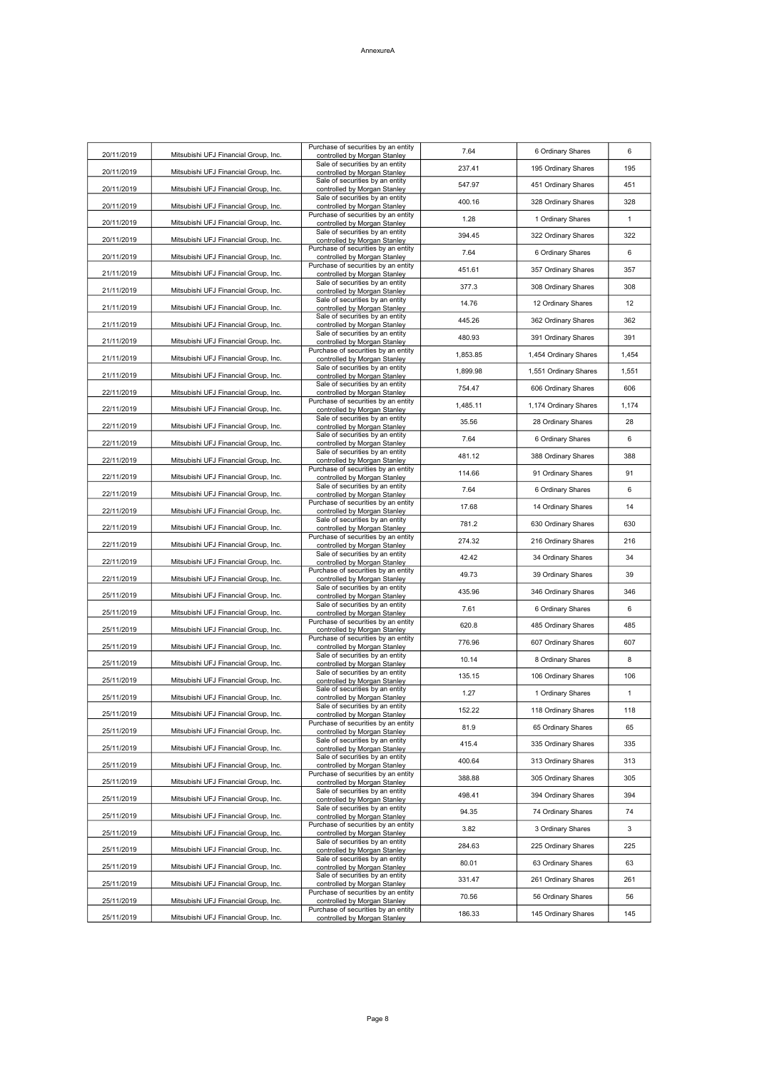AnnexureA

| | | | | | |
|---|---|---|---|---|---|
| 20/11/2019 | Mitsubishi UFJ Financial Group, Inc. | Purchase of securities by an entity controlled by Morgan Stanley | 7.64 | 6 Ordinary Shares | 6 |
| 20/11/2019 | Mitsubishi UFJ Financial Group, Inc. | Sale of securities by an entity controlled by Morgan Stanley | 237.41 | 195 Ordinary Shares | 195 |
| 20/11/2019 | Mitsubishi UFJ Financial Group, Inc. | Sale of securities by an entity controlled by Morgan Stanley | 547.97 | 451 Ordinary Shares | 451 |
| 20/11/2019 | Mitsubishi UFJ Financial Group, Inc. | Sale of securities by an entity controlled by Morgan Stanley | 400.16 | 328 Ordinary Shares | 328 |
| 20/11/2019 | Mitsubishi UFJ Financial Group, Inc. | Purchase of securities by an entity controlled by Morgan Stanley | 1.28 | 1 Ordinary Shares | 1 |
| 20/11/2019 | Mitsubishi UFJ Financial Group, Inc. | Sale of securities by an entity controlled by Morgan Stanley | 394.45 | 322 Ordinary Shares | 322 |
| 20/11/2019 | Mitsubishi UFJ Financial Group, Inc. | Purchase of securities by an entity controlled by Morgan Stanley | 7.64 | 6 Ordinary Shares | 6 |
| 21/11/2019 | Mitsubishi UFJ Financial Group, Inc. | Purchase of securities by an entity controlled by Morgan Stanley | 451.61 | 357 Ordinary Shares | 357 |
| 21/11/2019 | Mitsubishi UFJ Financial Group, Inc. | Sale of securities by an entity controlled by Morgan Stanley | 377.3 | 308 Ordinary Shares | 308 |
| 21/11/2019 | Mitsubishi UFJ Financial Group, Inc. | Sale of securities by an entity controlled by Morgan Stanley | 14.76 | 12 Ordinary Shares | 12 |
| 21/11/2019 | Mitsubishi UFJ Financial Group, Inc. | Sale of securities by an entity controlled by Morgan Stanley | 445.26 | 362 Ordinary Shares | 362 |
| 21/11/2019 | Mitsubishi UFJ Financial Group, Inc. | Sale of securities by an entity controlled by Morgan Stanley | 480.93 | 391 Ordinary Shares | 391 |
| 21/11/2019 | Mitsubishi UFJ Financial Group, Inc. | Purchase of securities by an entity controlled by Morgan Stanley | 1,853.85 | 1,454 Ordinary Shares | 1,454 |
| 21/11/2019 | Mitsubishi UFJ Financial Group, Inc. | Sale of securities by an entity controlled by Morgan Stanley | 1,899.98 | 1,551 Ordinary Shares | 1,551 |
| 22/11/2019 | Mitsubishi UFJ Financial Group, Inc. | Sale of securities by an entity controlled by Morgan Stanley | 754.47 | 606 Ordinary Shares | 606 |
| 22/11/2019 | Mitsubishi UFJ Financial Group, Inc. | Purchase of securities by an entity controlled by Morgan Stanley | 1,485.11 | 1,174 Ordinary Shares | 1,174 |
| 22/11/2019 | Mitsubishi UFJ Financial Group, Inc. | Sale of securities by an entity controlled by Morgan Stanley | 35.56 | 28 Ordinary Shares | 28 |
| 22/11/2019 | Mitsubishi UFJ Financial Group, Inc. | Sale of securities by an entity controlled by Morgan Stanley | 7.64 | 6 Ordinary Shares | 6 |
| 22/11/2019 | Mitsubishi UFJ Financial Group, Inc. | Sale of securities by an entity controlled by Morgan Stanley | 481.12 | 388 Ordinary Shares | 388 |
| 22/11/2019 | Mitsubishi UFJ Financial Group, Inc. | Purchase of securities by an entity controlled by Morgan Stanley | 114.66 | 91 Ordinary Shares | 91 |
| 22/11/2019 | Mitsubishi UFJ Financial Group, Inc. | Sale of securities by an entity controlled by Morgan Stanley | 7.64 | 6 Ordinary Shares | 6 |
| 22/11/2019 | Mitsubishi UFJ Financial Group, Inc. | Purchase of securities by an entity controlled by Morgan Stanley | 17.68 | 14 Ordinary Shares | 14 |
| 22/11/2019 | Mitsubishi UFJ Financial Group, Inc. | Sale of securities by an entity controlled by Morgan Stanley | 781.2 | 630 Ordinary Shares | 630 |
| 22/11/2019 | Mitsubishi UFJ Financial Group, Inc. | Purchase of securities by an entity controlled by Morgan Stanley | 274.32 | 216 Ordinary Shares | 216 |
| 22/11/2019 | Mitsubishi UFJ Financial Group, Inc. | Sale of securities by an entity controlled by Morgan Stanley | 42.42 | 34 Ordinary Shares | 34 |
| 22/11/2019 | Mitsubishi UFJ Financial Group, Inc. | Purchase of securities by an entity controlled by Morgan Stanley | 49.73 | 39 Ordinary Shares | 39 |
| 25/11/2019 | Mitsubishi UFJ Financial Group, Inc. | Sale of securities by an entity controlled by Morgan Stanley | 435.96 | 346 Ordinary Shares | 346 |
| 25/11/2019 | Mitsubishi UFJ Financial Group, Inc. | Sale of securities by an entity controlled by Morgan Stanley | 7.61 | 6 Ordinary Shares | 6 |
| 25/11/2019 | Mitsubishi UFJ Financial Group, Inc. | Purchase of securities by an entity controlled by Morgan Stanley | 620.8 | 485 Ordinary Shares | 485 |
| 25/11/2019 | Mitsubishi UFJ Financial Group, Inc. | Purchase of securities by an entity controlled by Morgan Stanley | 776.96 | 607 Ordinary Shares | 607 |
| 25/11/2019 | Mitsubishi UFJ Financial Group, Inc. | Sale of securities by an entity controlled by Morgan Stanley | 10.14 | 8 Ordinary Shares | 8 |
| 25/11/2019 | Mitsubishi UFJ Financial Group, Inc. | Sale of securities by an entity controlled by Morgan Stanley | 135.15 | 106 Ordinary Shares | 106 |
| 25/11/2019 | Mitsubishi UFJ Financial Group, Inc. | Sale of securities by an entity controlled by Morgan Stanley | 1.27 | 1 Ordinary Shares | 1 |
| 25/11/2019 | Mitsubishi UFJ Financial Group, Inc. | Sale of securities by an entity controlled by Morgan Stanley | 152.22 | 118 Ordinary Shares | 118 |
| 25/11/2019 | Mitsubishi UFJ Financial Group, Inc. | Purchase of securities by an entity controlled by Morgan Stanley | 81.9 | 65 Ordinary Shares | 65 |
| 25/11/2019 | Mitsubishi UFJ Financial Group, Inc. | Sale of securities by an entity controlled by Morgan Stanley | 415.4 | 335 Ordinary Shares | 335 |
| 25/11/2019 | Mitsubishi UFJ Financial Group, Inc. | Sale of securities by an entity controlled by Morgan Stanley | 400.64 | 313 Ordinary Shares | 313 |
| 25/11/2019 | Mitsubishi UFJ Financial Group, Inc. | Purchase of securities by an entity controlled by Morgan Stanley | 388.88 | 305 Ordinary Shares | 305 |
| 25/11/2019 | Mitsubishi UFJ Financial Group, Inc. | Sale of securities by an entity controlled by Morgan Stanley | 498.41 | 394 Ordinary Shares | 394 |
| 25/11/2019 | Mitsubishi UFJ Financial Group, Inc. | Sale of securities by an entity controlled by Morgan Stanley | 94.35 | 74 Ordinary Shares | 74 |
| 25/11/2019 | Mitsubishi UFJ Financial Group, Inc. | Purchase of securities by an entity controlled by Morgan Stanley | 3.82 | 3 Ordinary Shares | 3 |
| 25/11/2019 | Mitsubishi UFJ Financial Group, Inc. | Sale of securities by an entity controlled by Morgan Stanley | 284.63 | 225 Ordinary Shares | 225 |
| 25/11/2019 | Mitsubishi UFJ Financial Group, Inc. | Sale of securities by an entity controlled by Morgan Stanley | 80.01 | 63 Ordinary Shares | 63 |
| 25/11/2019 | Mitsubishi UFJ Financial Group, Inc. | Sale of securities by an entity controlled by Morgan Stanley | 331.47 | 261 Ordinary Shares | 261 |
| 25/11/2019 | Mitsubishi UFJ Financial Group, Inc. | Purchase of securities by an entity controlled by Morgan Stanley | 70.56 | 56 Ordinary Shares | 56 |
| 25/11/2019 | Mitsubishi UFJ Financial Group, Inc. | Purchase of securities by an entity controlled by Morgan Stanley | 186.33 | 145 Ordinary Shares | 145 |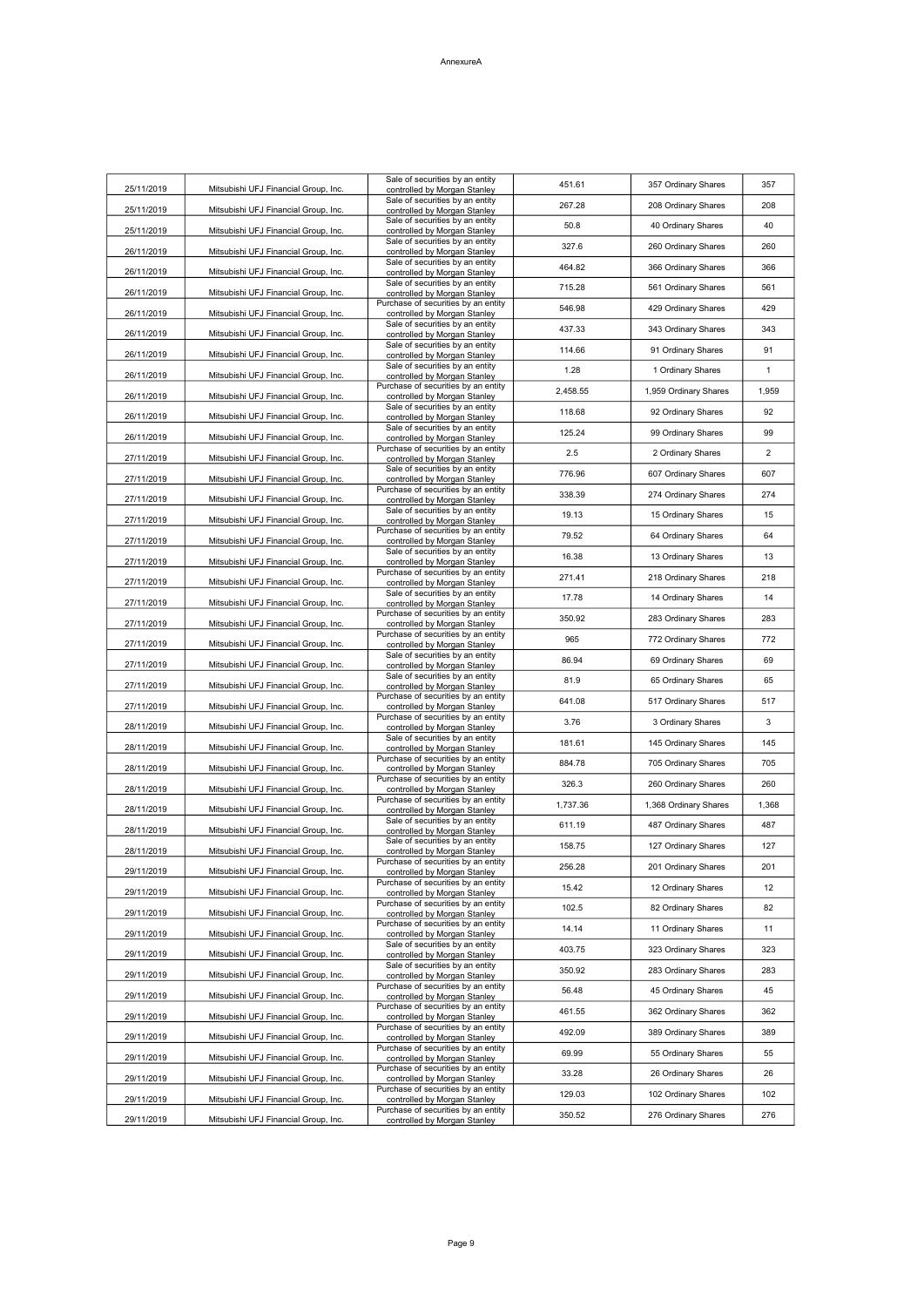AnnexureA

| | | | | | |
|---|---|---|---|---|---|
| 25/11/2019 | Mitsubishi UFJ Financial Group, Inc. | Sale of securities by an entity controlled by Morgan Stanley | 451.61 | 357 Ordinary Shares | 357 |
| 25/11/2019 | Mitsubishi UFJ Financial Group, Inc. | Sale of securities by an entity controlled by Morgan Stanley | 267.28 | 208 Ordinary Shares | 208 |
| 25/11/2019 | Mitsubishi UFJ Financial Group, Inc. | Sale of securities by an entity controlled by Morgan Stanley | 50.8 | 40 Ordinary Shares | 40 |
| 26/11/2019 | Mitsubishi UFJ Financial Group, Inc. | Sale of securities by an entity controlled by Morgan Stanley | 327.6 | 260 Ordinary Shares | 260 |
| 26/11/2019 | Mitsubishi UFJ Financial Group, Inc. | Sale of securities by an entity controlled by Morgan Stanley | 464.82 | 366 Ordinary Shares | 366 |
| 26/11/2019 | Mitsubishi UFJ Financial Group, Inc. | Sale of securities by an entity controlled by Morgan Stanley | 715.28 | 561 Ordinary Shares | 561 |
| 26/11/2019 | Mitsubishi UFJ Financial Group, Inc. | Purchase of securities by an entity controlled by Morgan Stanley | 546.98 | 429 Ordinary Shares | 429 |
| 26/11/2019 | Mitsubishi UFJ Financial Group, Inc. | Sale of securities by an entity controlled by Morgan Stanley | 437.33 | 343 Ordinary Shares | 343 |
| 26/11/2019 | Mitsubishi UFJ Financial Group, Inc. | Sale of securities by an entity controlled by Morgan Stanley | 114.66 | 91 Ordinary Shares | 91 |
| 26/11/2019 | Mitsubishi UFJ Financial Group, Inc. | Sale of securities by an entity controlled by Morgan Stanley | 1.28 | 1 Ordinary Shares | 1 |
| 26/11/2019 | Mitsubishi UFJ Financial Group, Inc. | Purchase of securities by an entity controlled by Morgan Stanley | 2,458.55 | 1,959 Ordinary Shares | 1,959 |
| 26/11/2019 | Mitsubishi UFJ Financial Group, Inc. | Sale of securities by an entity controlled by Morgan Stanley | 118.68 | 92 Ordinary Shares | 92 |
| 26/11/2019 | Mitsubishi UFJ Financial Group, Inc. | Sale of securities by an entity controlled by Morgan Stanley | 125.24 | 99 Ordinary Shares | 99 |
| 27/11/2019 | Mitsubishi UFJ Financial Group, Inc. | Purchase of securities by an entity controlled by Morgan Stanley | 2.5 | 2 Ordinary Shares | 2 |
| 27/11/2019 | Mitsubishi UFJ Financial Group, Inc. | Sale of securities by an entity controlled by Morgan Stanley | 776.96 | 607 Ordinary Shares | 607 |
| 27/11/2019 | Mitsubishi UFJ Financial Group, Inc. | Purchase of securities by an entity controlled by Morgan Stanley | 338.39 | 274 Ordinary Shares | 274 |
| 27/11/2019 | Mitsubishi UFJ Financial Group, Inc. | Sale of securities by an entity controlled by Morgan Stanley | 19.13 | 15 Ordinary Shares | 15 |
| 27/11/2019 | Mitsubishi UFJ Financial Group, Inc. | Purchase of securities by an entity controlled by Morgan Stanley | 79.52 | 64 Ordinary Shares | 64 |
| 27/11/2019 | Mitsubishi UFJ Financial Group, Inc. | Sale of securities by an entity controlled by Morgan Stanley | 16.38 | 13 Ordinary Shares | 13 |
| 27/11/2019 | Mitsubishi UFJ Financial Group, Inc. | Purchase of securities by an entity controlled by Morgan Stanley | 271.41 | 218 Ordinary Shares | 218 |
| 27/11/2019 | Mitsubishi UFJ Financial Group, Inc. | Sale of securities by an entity controlled by Morgan Stanley | 17.78 | 14 Ordinary Shares | 14 |
| 27/11/2019 | Mitsubishi UFJ Financial Group, Inc. | Purchase of securities by an entity controlled by Morgan Stanley | 350.92 | 283 Ordinary Shares | 283 |
| 27/11/2019 | Mitsubishi UFJ Financial Group, Inc. | Purchase of securities by an entity controlled by Morgan Stanley | 965 | 772 Ordinary Shares | 772 |
| 27/11/2019 | Mitsubishi UFJ Financial Group, Inc. | Sale of securities by an entity controlled by Morgan Stanley | 86.94 | 69 Ordinary Shares | 69 |
| 27/11/2019 | Mitsubishi UFJ Financial Group, Inc. | Sale of securities by an entity controlled by Morgan Stanley | 81.9 | 65 Ordinary Shares | 65 |
| 27/11/2019 | Mitsubishi UFJ Financial Group, Inc. | Purchase of securities by an entity controlled by Morgan Stanley | 641.08 | 517 Ordinary Shares | 517 |
| 28/11/2019 | Mitsubishi UFJ Financial Group, Inc. | Purchase of securities by an entity controlled by Morgan Stanley | 3.76 | 3 Ordinary Shares | 3 |
| 28/11/2019 | Mitsubishi UFJ Financial Group, Inc. | Sale of securities by an entity controlled by Morgan Stanley | 181.61 | 145 Ordinary Shares | 145 |
| 28/11/2019 | Mitsubishi UFJ Financial Group, Inc. | Purchase of securities by an entity controlled by Morgan Stanley | 884.78 | 705 Ordinary Shares | 705 |
| 28/11/2019 | Mitsubishi UFJ Financial Group, Inc. | Purchase of securities by an entity controlled by Morgan Stanley | 326.3 | 260 Ordinary Shares | 260 |
| 28/11/2019 | Mitsubishi UFJ Financial Group, Inc. | Purchase of securities by an entity controlled by Morgan Stanley | 1,737.36 | 1,368 Ordinary Shares | 1,368 |
| 28/11/2019 | Mitsubishi UFJ Financial Group, Inc. | Sale of securities by an entity controlled by Morgan Stanley | 611.19 | 487 Ordinary Shares | 487 |
| 28/11/2019 | Mitsubishi UFJ Financial Group, Inc. | Sale of securities by an entity controlled by Morgan Stanley | 158.75 | 127 Ordinary Shares | 127 |
| 29/11/2019 | Mitsubishi UFJ Financial Group, Inc. | Purchase of securities by an entity controlled by Morgan Stanley | 256.28 | 201 Ordinary Shares | 201 |
| 29/11/2019 | Mitsubishi UFJ Financial Group, Inc. | Purchase of securities by an entity controlled by Morgan Stanley | 15.42 | 12 Ordinary Shares | 12 |
| 29/11/2019 | Mitsubishi UFJ Financial Group, Inc. | Purchase of securities by an entity controlled by Morgan Stanley | 102.5 | 82 Ordinary Shares | 82 |
| 29/11/2019 | Mitsubishi UFJ Financial Group, Inc. | Purchase of securities by an entity controlled by Morgan Stanley | 14.14 | 11 Ordinary Shares | 11 |
| 29/11/2019 | Mitsubishi UFJ Financial Group, Inc. | Sale of securities by an entity controlled by Morgan Stanley | 403.75 | 323 Ordinary Shares | 323 |
| 29/11/2019 | Mitsubishi UFJ Financial Group, Inc. | Sale of securities by an entity controlled by Morgan Stanley | 350.92 | 283 Ordinary Shares | 283 |
| 29/11/2019 | Mitsubishi UFJ Financial Group, Inc. | Purchase of securities by an entity controlled by Morgan Stanley | 56.48 | 45 Ordinary Shares | 45 |
| 29/11/2019 | Mitsubishi UFJ Financial Group, Inc. | Purchase of securities by an entity controlled by Morgan Stanley | 461.55 | 362 Ordinary Shares | 362 |
| 29/11/2019 | Mitsubishi UFJ Financial Group, Inc. | Purchase of securities by an entity controlled by Morgan Stanley | 492.09 | 389 Ordinary Shares | 389 |
| 29/11/2019 | Mitsubishi UFJ Financial Group, Inc. | Purchase of securities by an entity controlled by Morgan Stanley | 69.99 | 55 Ordinary Shares | 55 |
| 29/11/2019 | Mitsubishi UFJ Financial Group, Inc. | Purchase of securities by an entity controlled by Morgan Stanley | 33.28 | 26 Ordinary Shares | 26 |
| 29/11/2019 | Mitsubishi UFJ Financial Group, Inc. | Purchase of securities by an entity controlled by Morgan Stanley | 129.03 | 102 Ordinary Shares | 102 |
| 29/11/2019 | Mitsubishi UFJ Financial Group, Inc. | Purchase of securities by an entity controlled by Morgan Stanley | 350.52 | 276 Ordinary Shares | 276 |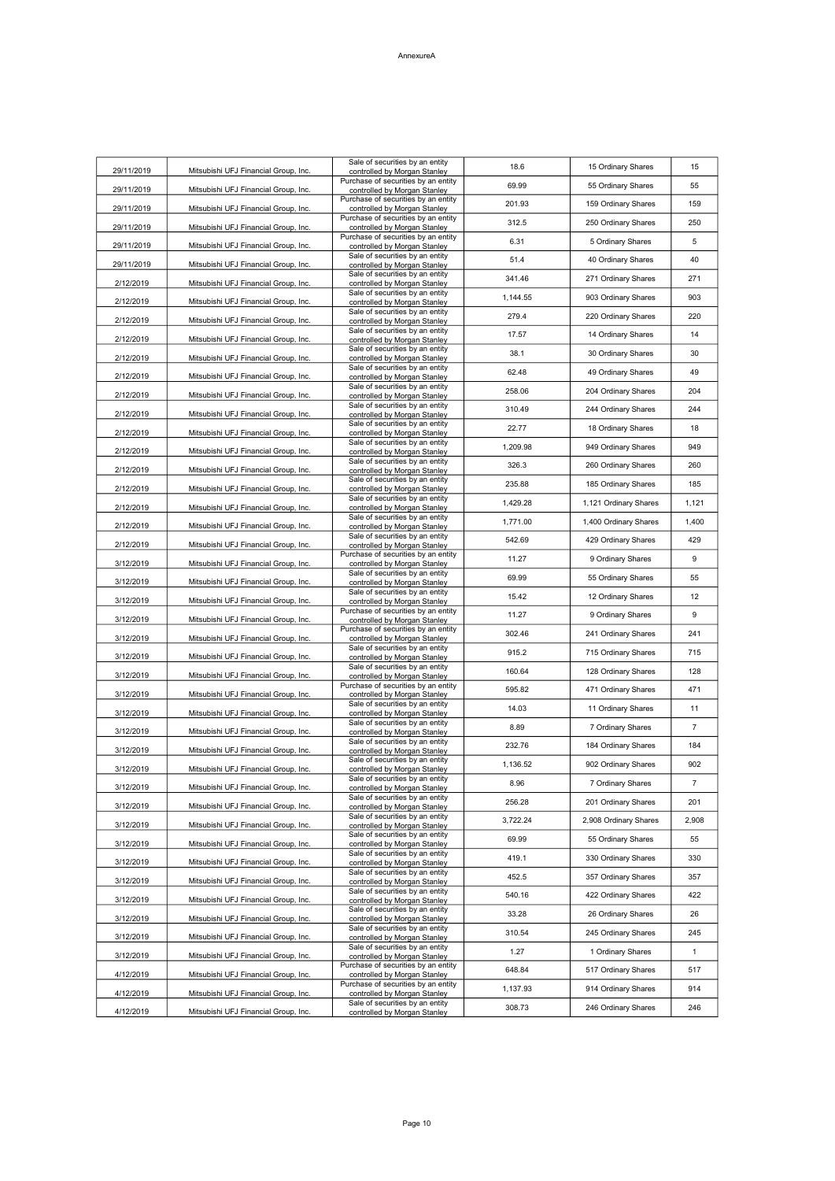AnnexureA

| | | | | | |
|---|---|---|---|---|---|
| 29/11/2019 | Mitsubishi UFJ Financial Group, Inc. | Sale of securities by an entity controlled by Morgan Stanley | 18.6 | 15 Ordinary Shares | 15 |
| 29/11/2019 | Mitsubishi UFJ Financial Group, Inc. | Purchase of securities by an entity controlled by Morgan Stanley | 69.99 | 55 Ordinary Shares | 55 |
| 29/11/2019 | Mitsubishi UFJ Financial Group, Inc. | Purchase of securities by an entity controlled by Morgan Stanley | 201.93 | 159 Ordinary Shares | 159 |
| 29/11/2019 | Mitsubishi UFJ Financial Group, Inc. | Purchase of securities by an entity controlled by Morgan Stanley | 312.5 | 250 Ordinary Shares | 250 |
| 29/11/2019 | Mitsubishi UFJ Financial Group, Inc. | Purchase of securities by an entity controlled by Morgan Stanley | 6.31 | 5 Ordinary Shares | 5 |
| 29/11/2019 | Mitsubishi UFJ Financial Group, Inc. | Sale of securities by an entity controlled by Morgan Stanley | 51.4 | 40 Ordinary Shares | 40 |
| 2/12/2019 | Mitsubishi UFJ Financial Group, Inc. | Sale of securities by an entity controlled by Morgan Stanley | 341.46 | 271 Ordinary Shares | 271 |
| 2/12/2019 | Mitsubishi UFJ Financial Group, Inc. | Sale of securities by an entity controlled by Morgan Stanley | 1,144.55 | 903 Ordinary Shares | 903 |
| 2/12/2019 | Mitsubishi UFJ Financial Group, Inc. | Sale of securities by an entity controlled by Morgan Stanley | 279.4 | 220 Ordinary Shares | 220 |
| 2/12/2019 | Mitsubishi UFJ Financial Group, Inc. | Sale of securities by an entity controlled by Morgan Stanley | 17.57 | 14 Ordinary Shares | 14 |
| 2/12/2019 | Mitsubishi UFJ Financial Group, Inc. | Sale of securities by an entity controlled by Morgan Stanley | 38.1 | 30 Ordinary Shares | 30 |
| 2/12/2019 | Mitsubishi UFJ Financial Group, Inc. | Sale of securities by an entity controlled by Morgan Stanley | 62.48 | 49 Ordinary Shares | 49 |
| 2/12/2019 | Mitsubishi UFJ Financial Group, Inc. | Sale of securities by an entity controlled by Morgan Stanley | 258.06 | 204 Ordinary Shares | 204 |
| 2/12/2019 | Mitsubishi UFJ Financial Group, Inc. | Sale of securities by an entity controlled by Morgan Stanley | 310.49 | 244 Ordinary Shares | 244 |
| 2/12/2019 | Mitsubishi UFJ Financial Group, Inc. | Sale of securities by an entity controlled by Morgan Stanley | 22.77 | 18 Ordinary Shares | 18 |
| 2/12/2019 | Mitsubishi UFJ Financial Group, Inc. | Sale of securities by an entity controlled by Morgan Stanley | 1,209.98 | 949 Ordinary Shares | 949 |
| 2/12/2019 | Mitsubishi UFJ Financial Group, Inc. | Sale of securities by an entity controlled by Morgan Stanley | 326.3 | 260 Ordinary Shares | 260 |
| 2/12/2019 | Mitsubishi UFJ Financial Group, Inc. | Sale of securities by an entity controlled by Morgan Stanley | 235.88 | 185 Ordinary Shares | 185 |
| 2/12/2019 | Mitsubishi UFJ Financial Group, Inc. | Sale of securities by an entity controlled by Morgan Stanley | 1,429.28 | 1,121 Ordinary Shares | 1,121 |
| 2/12/2019 | Mitsubishi UFJ Financial Group, Inc. | Sale of securities by an entity controlled by Morgan Stanley | 1,771.00 | 1,400 Ordinary Shares | 1,400 |
| 2/12/2019 | Mitsubishi UFJ Financial Group, Inc. | Sale of securities by an entity controlled by Morgan Stanley | 542.69 | 429 Ordinary Shares | 429 |
| 3/12/2019 | Mitsubishi UFJ Financial Group, Inc. | Purchase of securities by an entity controlled by Morgan Stanley | 11.27 | 9 Ordinary Shares | 9 |
| 3/12/2019 | Mitsubishi UFJ Financial Group, Inc. | Sale of securities by an entity controlled by Morgan Stanley | 69.99 | 55 Ordinary Shares | 55 |
| 3/12/2019 | Mitsubishi UFJ Financial Group, Inc. | Sale of securities by an entity controlled by Morgan Stanley | 15.42 | 12 Ordinary Shares | 12 |
| 3/12/2019 | Mitsubishi UFJ Financial Group, Inc. | Purchase of securities by an entity controlled by Morgan Stanley | 11.27 | 9 Ordinary Shares | 9 |
| 3/12/2019 | Mitsubishi UFJ Financial Group, Inc. | Purchase of securities by an entity controlled by Morgan Stanley | 302.46 | 241 Ordinary Shares | 241 |
| 3/12/2019 | Mitsubishi UFJ Financial Group, Inc. | Sale of securities by an entity controlled by Morgan Stanley | 915.2 | 715 Ordinary Shares | 715 |
| 3/12/2019 | Mitsubishi UFJ Financial Group, Inc. | Sale of securities by an entity controlled by Morgan Stanley | 160.64 | 128 Ordinary Shares | 128 |
| 3/12/2019 | Mitsubishi UFJ Financial Group, Inc. | Purchase of securities by an entity controlled by Morgan Stanley | 595.82 | 471 Ordinary Shares | 471 |
| 3/12/2019 | Mitsubishi UFJ Financial Group, Inc. | Sale of securities by an entity controlled by Morgan Stanley | 14.03 | 11 Ordinary Shares | 11 |
| 3/12/2019 | Mitsubishi UFJ Financial Group, Inc. | Sale of securities by an entity controlled by Morgan Stanley | 8.89 | 7 Ordinary Shares | 7 |
| 3/12/2019 | Mitsubishi UFJ Financial Group, Inc. | Sale of securities by an entity controlled by Morgan Stanley | 232.76 | 184 Ordinary Shares | 184 |
| 3/12/2019 | Mitsubishi UFJ Financial Group, Inc. | Sale of securities by an entity controlled by Morgan Stanley | 1,136.52 | 902 Ordinary Shares | 902 |
| 3/12/2019 | Mitsubishi UFJ Financial Group, Inc. | Sale of securities by an entity controlled by Morgan Stanley | 8.96 | 7 Ordinary Shares | 7 |
| 3/12/2019 | Mitsubishi UFJ Financial Group, Inc. | Sale of securities by an entity controlled by Morgan Stanley | 256.28 | 201 Ordinary Shares | 201 |
| 3/12/2019 | Mitsubishi UFJ Financial Group, Inc. | Sale of securities by an entity controlled by Morgan Stanley | 3,722.24 | 2,908 Ordinary Shares | 2,908 |
| 3/12/2019 | Mitsubishi UFJ Financial Group, Inc. | Sale of securities by an entity controlled by Morgan Stanley | 69.99 | 55 Ordinary Shares | 55 |
| 3/12/2019 | Mitsubishi UFJ Financial Group, Inc. | Sale of securities by an entity controlled by Morgan Stanley | 419.1 | 330 Ordinary Shares | 330 |
| 3/12/2019 | Mitsubishi UFJ Financial Group, Inc. | Sale of securities by an entity controlled by Morgan Stanley | 452.5 | 357 Ordinary Shares | 357 |
| 3/12/2019 | Mitsubishi UFJ Financial Group, Inc. | Sale of securities by an entity controlled by Morgan Stanley | 540.16 | 422 Ordinary Shares | 422 |
| 3/12/2019 | Mitsubishi UFJ Financial Group, Inc. | Sale of securities by an entity controlled by Morgan Stanley | 33.28 | 26 Ordinary Shares | 26 |
| 3/12/2019 | Mitsubishi UFJ Financial Group, Inc. | Sale of securities by an entity controlled by Morgan Stanley | 310.54 | 245 Ordinary Shares | 245 |
| 3/12/2019 | Mitsubishi UFJ Financial Group, Inc. | Sale of securities by an entity controlled by Morgan Stanley | 1.27 | 1 Ordinary Shares | 1 |
| 4/12/2019 | Mitsubishi UFJ Financial Group, Inc. | Purchase of securities by an entity controlled by Morgan Stanley | 648.84 | 517 Ordinary Shares | 517 |
| 4/12/2019 | Mitsubishi UFJ Financial Group, Inc. | Purchase of securities by an entity controlled by Morgan Stanley | 1,137.93 | 914 Ordinary Shares | 914 |
| 4/12/2019 | Mitsubishi UFJ Financial Group, Inc. | Sale of securities by an entity controlled by Morgan Stanley | 308.73 | 246 Ordinary Shares | 246 |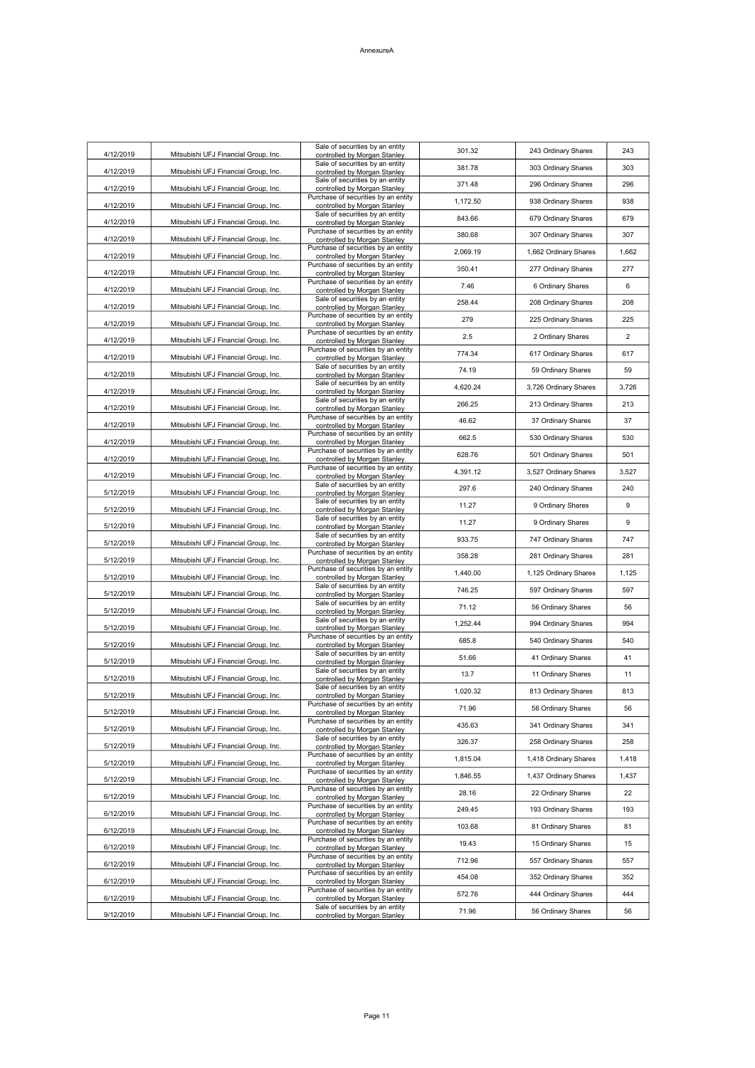AnnexureA

| | | | | | |
|---|---|---|---|---|---|
| 4/12/2019 | Mitsubishi UFJ Financial Group, Inc. | Sale of securities by an entity controlled by Morgan Stanley | 301.32 | 243 Ordinary Shares | 243 |
| 4/12/2019 | Mitsubishi UFJ Financial Group, Inc. | Sale of securities by an entity controlled by Morgan Stanley | 381.78 | 303 Ordinary Shares | 303 |
| 4/12/2019 | Mitsubishi UFJ Financial Group, Inc. | Sale of securities by an entity controlled by Morgan Stanley | 371.48 | 296 Ordinary Shares | 296 |
| 4/12/2019 | Mitsubishi UFJ Financial Group, Inc. | Purchase of securities by an entity controlled by Morgan Stanley | 1,172.50 | 938 Ordinary Shares | 938 |
| 4/12/2019 | Mitsubishi UFJ Financial Group, Inc. | Sale of securities by an entity controlled by Morgan Stanley | 843.66 | 679 Ordinary Shares | 679 |
| 4/12/2019 | Mitsubishi UFJ Financial Group, Inc. | Purchase of securities by an entity controlled by Morgan Stanley | 380.68 | 307 Ordinary Shares | 307 |
| 4/12/2019 | Mitsubishi UFJ Financial Group, Inc. | Purchase of securities by an entity controlled by Morgan Stanley | 2,069.19 | 1,662 Ordinary Shares | 1,662 |
| 4/12/2019 | Mitsubishi UFJ Financial Group, Inc. | Purchase of securities by an entity controlled by Morgan Stanley | 350.41 | 277 Ordinary Shares | 277 |
| 4/12/2019 | Mitsubishi UFJ Financial Group, Inc. | Purchase of securities by an entity controlled by Morgan Stanley | 7.46 | 6 Ordinary Shares | 6 |
| 4/12/2019 | Mitsubishi UFJ Financial Group, Inc. | Sale of securities by an entity controlled by Morgan Stanley | 258.44 | 208 Ordinary Shares | 208 |
| 4/12/2019 | Mitsubishi UFJ Financial Group, Inc. | Purchase of securities by an entity controlled by Morgan Stanley | 279 | 225 Ordinary Shares | 225 |
| 4/12/2019 | Mitsubishi UFJ Financial Group, Inc. | Purchase of securities by an entity controlled by Morgan Stanley | 2.5 | 2 Ordinary Shares | 2 |
| 4/12/2019 | Mitsubishi UFJ Financial Group, Inc. | Purchase of securities by an entity controlled by Morgan Stanley | 774.34 | 617 Ordinary Shares | 617 |
| 4/12/2019 | Mitsubishi UFJ Financial Group, Inc. | Sale of securities by an entity controlled by Morgan Stanley | 74.19 | 59 Ordinary Shares | 59 |
| 4/12/2019 | Mitsubishi UFJ Financial Group, Inc. | Sale of securities by an entity controlled by Morgan Stanley | 4,620.24 | 3,726 Ordinary Shares | 3,726 |
| 4/12/2019 | Mitsubishi UFJ Financial Group, Inc. | Sale of securities by an entity controlled by Morgan Stanley | 266.25 | 213 Ordinary Shares | 213 |
| 4/12/2019 | Mitsubishi UFJ Financial Group, Inc. | Purchase of securities by an entity controlled by Morgan Stanley | 46.62 | 37 Ordinary Shares | 37 |
| 4/12/2019 | Mitsubishi UFJ Financial Group, Inc. | Purchase of securities by an entity controlled by Morgan Stanley | 662.5 | 530 Ordinary Shares | 530 |
| 4/12/2019 | Mitsubishi UFJ Financial Group, Inc. | Purchase of securities by an entity controlled by Morgan Stanley | 628.76 | 501 Ordinary Shares | 501 |
| 4/12/2019 | Mitsubishi UFJ Financial Group, Inc. | Purchase of securities by an entity controlled by Morgan Stanley | 4,391.12 | 3,527 Ordinary Shares | 3,527 |
| 5/12/2019 | Mitsubishi UFJ Financial Group, Inc. | Sale of securities by an entity controlled by Morgan Stanley | 297.6 | 240 Ordinary Shares | 240 |
| 5/12/2019 | Mitsubishi UFJ Financial Group, Inc. | Sale of securities by an entity controlled by Morgan Stanley | 11.27 | 9 Ordinary Shares | 9 |
| 5/12/2019 | Mitsubishi UFJ Financial Group, Inc. | Sale of securities by an entity controlled by Morgan Stanley | 11.27 | 9 Ordinary Shares | 9 |
| 5/12/2019 | Mitsubishi UFJ Financial Group, Inc. | Sale of securities by an entity controlled by Morgan Stanley | 933.75 | 747 Ordinary Shares | 747 |
| 5/12/2019 | Mitsubishi UFJ Financial Group, Inc. | Purchase of securities by an entity controlled by Morgan Stanley | 358.28 | 281 Ordinary Shares | 281 |
| 5/12/2019 | Mitsubishi UFJ Financial Group, Inc. | Purchase of securities by an entity controlled by Morgan Stanley | 1,440.00 | 1,125 Ordinary Shares | 1,125 |
| 5/12/2019 | Mitsubishi UFJ Financial Group, Inc. | Sale of securities by an entity controlled by Morgan Stanley | 746.25 | 597 Ordinary Shares | 597 |
| 5/12/2019 | Mitsubishi UFJ Financial Group, Inc. | Sale of securities by an entity controlled by Morgan Stanley | 71.12 | 56 Ordinary Shares | 56 |
| 5/12/2019 | Mitsubishi UFJ Financial Group, Inc. | Sale of securities by an entity controlled by Morgan Stanley | 1,252.44 | 994 Ordinary Shares | 994 |
| 5/12/2019 | Mitsubishi UFJ Financial Group, Inc. | Purchase of securities by an entity controlled by Morgan Stanley | 685.8 | 540 Ordinary Shares | 540 |
| 5/12/2019 | Mitsubishi UFJ Financial Group, Inc. | Sale of securities by an entity controlled by Morgan Stanley | 51.66 | 41 Ordinary Shares | 41 |
| 5/12/2019 | Mitsubishi UFJ Financial Group, Inc. | Sale of securities by an entity controlled by Morgan Stanley | 13.7 | 11 Ordinary Shares | 11 |
| 5/12/2019 | Mitsubishi UFJ Financial Group, Inc. | Sale of securities by an entity controlled by Morgan Stanley | 1,020.32 | 813 Ordinary Shares | 813 |
| 5/12/2019 | Mitsubishi UFJ Financial Group, Inc. | Purchase of securities by an entity controlled by Morgan Stanley | 71.96 | 56 Ordinary Shares | 56 |
| 5/12/2019 | Mitsubishi UFJ Financial Group, Inc. | Purchase of securities by an entity controlled by Morgan Stanley | 435.63 | 341 Ordinary Shares | 341 |
| 5/12/2019 | Mitsubishi UFJ Financial Group, Inc. | Sale of securities by an entity controlled by Morgan Stanley | 326.37 | 258 Ordinary Shares | 258 |
| 5/12/2019 | Mitsubishi UFJ Financial Group, Inc. | Purchase of securities by an entity controlled by Morgan Stanley | 1,815.04 | 1,418 Ordinary Shares | 1,418 |
| 5/12/2019 | Mitsubishi UFJ Financial Group, Inc. | Purchase of securities by an entity controlled by Morgan Stanley | 1,846.55 | 1,437 Ordinary Shares | 1,437 |
| 6/12/2019 | Mitsubishi UFJ Financial Group, Inc. | Purchase of securities by an entity controlled by Morgan Stanley | 28.16 | 22 Ordinary Shares | 22 |
| 6/12/2019 | Mitsubishi UFJ Financial Group, Inc. | Purchase of securities by an entity controlled by Morgan Stanley | 249.45 | 193 Ordinary Shares | 193 |
| 6/12/2019 | Mitsubishi UFJ Financial Group, Inc. | Purchase of securities by an entity controlled by Morgan Stanley | 103.68 | 81 Ordinary Shares | 81 |
| 6/12/2019 | Mitsubishi UFJ Financial Group, Inc. | Purchase of securities by an entity controlled by Morgan Stanley | 19.43 | 15 Ordinary Shares | 15 |
| 6/12/2019 | Mitsubishi UFJ Financial Group, Inc. | Purchase of securities by an entity controlled by Morgan Stanley | 712.96 | 557 Ordinary Shares | 557 |
| 6/12/2019 | Mitsubishi UFJ Financial Group, Inc. | Purchase of securities by an entity controlled by Morgan Stanley | 454.08 | 352 Ordinary Shares | 352 |
| 6/12/2019 | Mitsubishi UFJ Financial Group, Inc. | Purchase of securities by an entity controlled by Morgan Stanley | 572.76 | 444 Ordinary Shares | 444 |
| 9/12/2019 | Mitsubishi UFJ Financial Group, Inc. | Sale of securities by an entity controlled by Morgan Stanley | 71.96 | 56 Ordinary Shares | 56 |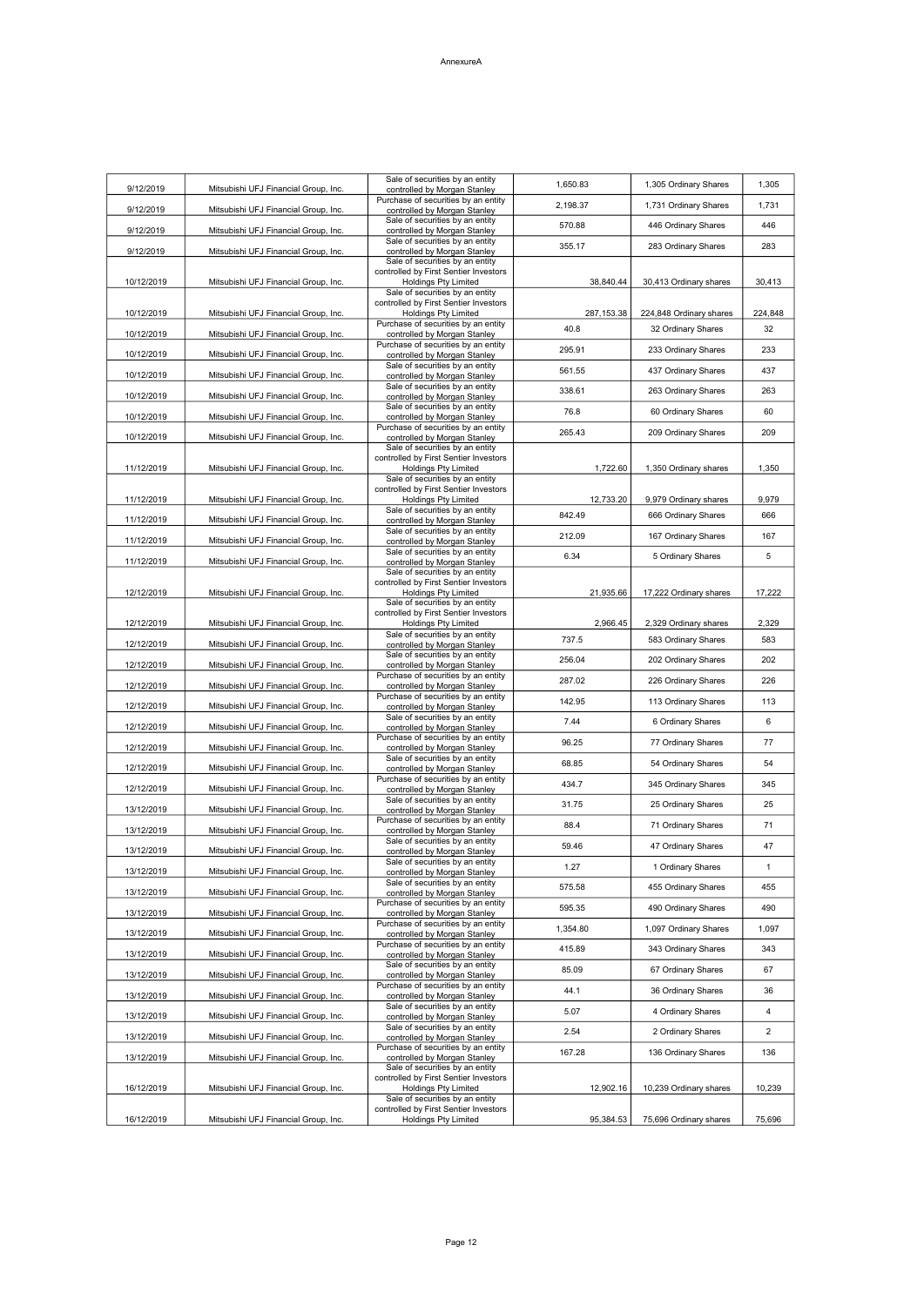AnnexureA

| | | | | | |
|---|---|---|---|---|---|
| 9/12/2019 | Mitsubishi UFJ Financial Group, Inc. | Sale of securities by an entity controlled by Morgan Stanley | 1,650.83 | 1,305 Ordinary Shares | 1,305 |
| 9/12/2019 | Mitsubishi UFJ Financial Group, Inc. | Purchase of securities by an entity controlled by Morgan Stanley | 2,198.37 | 1,731 Ordinary Shares | 1,731 |
| 9/12/2019 | Mitsubishi UFJ Financial Group, Inc. | Sale of securities by an entity controlled by Morgan Stanley | 570.88 | 446 Ordinary Shares | 446 |
| 9/12/2019 | Mitsubishi UFJ Financial Group, Inc. | Sale of securities by an entity controlled by Morgan Stanley | 355.17 | 283 Ordinary Shares | 283 |
| 10/12/2019 | Mitsubishi UFJ Financial Group, Inc. | Sale of securities by an entity controlled by First Sentier Investors Holdings Pty Limited | 38,840.44 | 30,413 Ordinary shares | 30,413 |
| 10/12/2019 | Mitsubishi UFJ Financial Group, Inc. | Sale of securities by an entity controlled by First Sentier Investors Holdings Pty Limited | 287,153.38 | 224,848 Ordinary shares | 224,848 |
| 10/12/2019 | Mitsubishi UFJ Financial Group, Inc. | Purchase of securities by an entity controlled by Morgan Stanley | 40.8 | 32 Ordinary Shares | 32 |
| 10/12/2019 | Mitsubishi UFJ Financial Group, Inc. | Purchase of securities by an entity controlled by Morgan Stanley | 295.91 | 233 Ordinary Shares | 233 |
| 10/12/2019 | Mitsubishi UFJ Financial Group, Inc. | Sale of securities by an entity controlled by Morgan Stanley | 561.55 | 437 Ordinary Shares | 437 |
| 10/12/2019 | Mitsubishi UFJ Financial Group, Inc. | Sale of securities by an entity controlled by Morgan Stanley | 338.61 | 263 Ordinary Shares | 263 |
| 10/12/2019 | Mitsubishi UFJ Financial Group, Inc. | Sale of securities by an entity controlled by Morgan Stanley | 76.8 | 60 Ordinary Shares | 60 |
| 10/12/2019 | Mitsubishi UFJ Financial Group, Inc. | Purchase of securities by an entity controlled by Morgan Stanley | 265.43 | 209 Ordinary Shares | 209 |
| 11/12/2019 | Mitsubishi UFJ Financial Group, Inc. | Sale of securities by an entity controlled by First Sentier Investors Holdings Pty Limited | 1,722.60 | 1,350 Ordinary shares | 1,350 |
| 11/12/2019 | Mitsubishi UFJ Financial Group, Inc. | Sale of securities by an entity controlled by First Sentier Investors Holdings Pty Limited | 12,733.20 | 9,979 Ordinary shares | 9,979 |
| 11/12/2019 | Mitsubishi UFJ Financial Group, Inc. | Sale of securities by an entity controlled by Morgan Stanley | 842.49 | 666 Ordinary Shares | 666 |
| 11/12/2019 | Mitsubishi UFJ Financial Group, Inc. | Sale of securities by an entity controlled by Morgan Stanley | 212.09 | 167 Ordinary Shares | 167 |
| 11/12/2019 | Mitsubishi UFJ Financial Group, Inc. | Sale of securities by an entity controlled by Morgan Stanley | 6.34 | 5 Ordinary Shares | 5 |
| 12/12/2019 | Mitsubishi UFJ Financial Group, Inc. | Sale of securities by an entity controlled by First Sentier Investors Holdings Pty Limited | 21,935.66 | 17,222 Ordinary shares | 17,222 |
| 12/12/2019 | Mitsubishi UFJ Financial Group, Inc. | Sale of securities by an entity controlled by First Sentier Investors Holdings Pty Limited | 2,966.45 | 2,329 Ordinary shares | 2,329 |
| 12/12/2019 | Mitsubishi UFJ Financial Group, Inc. | Sale of securities by an entity controlled by Morgan Stanley | 737.5 | 583 Ordinary Shares | 583 |
| 12/12/2019 | Mitsubishi UFJ Financial Group, Inc. | Sale of securities by an entity controlled by Morgan Stanley | 256.04 | 202 Ordinary Shares | 202 |
| 12/12/2019 | Mitsubishi UFJ Financial Group, Inc. | Purchase of securities by an entity controlled by Morgan Stanley | 287.02 | 226 Ordinary Shares | 226 |
| 12/12/2019 | Mitsubishi UFJ Financial Group, Inc. | Purchase of securities by an entity controlled by Morgan Stanley | 142.95 | 113 Ordinary Shares | 113 |
| 12/12/2019 | Mitsubishi UFJ Financial Group, Inc. | Sale of securities by an entity controlled by Morgan Stanley | 7.44 | 6 Ordinary Shares | 6 |
| 12/12/2019 | Mitsubishi UFJ Financial Group, Inc. | Purchase of securities by an entity controlled by Morgan Stanley | 96.25 | 77 Ordinary Shares | 77 |
| 12/12/2019 | Mitsubishi UFJ Financial Group, Inc. | Sale of securities by an entity controlled by Morgan Stanley | 68.85 | 54 Ordinary Shares | 54 |
| 12/12/2019 | Mitsubishi UFJ Financial Group, Inc. | Purchase of securities by an entity controlled by Morgan Stanley | 434.7 | 345 Ordinary Shares | 345 |
| 13/12/2019 | Mitsubishi UFJ Financial Group, Inc. | Sale of securities by an entity controlled by Morgan Stanley | 31.75 | 25 Ordinary Shares | 25 |
| 13/12/2019 | Mitsubishi UFJ Financial Group, Inc. | Purchase of securities by an entity controlled by Morgan Stanley | 88.4 | 71 Ordinary Shares | 71 |
| 13/12/2019 | Mitsubishi UFJ Financial Group, Inc. | Sale of securities by an entity controlled by Morgan Stanley | 59.46 | 47 Ordinary Shares | 47 |
| 13/12/2019 | Mitsubishi UFJ Financial Group, Inc. | Sale of securities by an entity controlled by Morgan Stanley | 1.27 | 1 Ordinary Shares | 1 |
| 13/12/2019 | Mitsubishi UFJ Financial Group, Inc. | Sale of securities by an entity controlled by Morgan Stanley | 575.58 | 455 Ordinary Shares | 455 |
| 13/12/2019 | Mitsubishi UFJ Financial Group, Inc. | Purchase of securities by an entity controlled by Morgan Stanley | 595.35 | 490 Ordinary Shares | 490 |
| 13/12/2019 | Mitsubishi UFJ Financial Group, Inc. | Purchase of securities by an entity controlled by Morgan Stanley | 1,354.80 | 1,097 Ordinary Shares | 1,097 |
| 13/12/2019 | Mitsubishi UFJ Financial Group, Inc. | Purchase of securities by an entity controlled by Morgan Stanley | 415.89 | 343 Ordinary Shares | 343 |
| 13/12/2019 | Mitsubishi UFJ Financial Group, Inc. | Sale of securities by an entity controlled by Morgan Stanley | 85.09 | 67 Ordinary Shares | 67 |
| 13/12/2019 | Mitsubishi UFJ Financial Group, Inc. | Purchase of securities by an entity controlled by Morgan Stanley | 44.1 | 36 Ordinary Shares | 36 |
| 13/12/2019 | Mitsubishi UFJ Financial Group, Inc. | Sale of securities by an entity controlled by Morgan Stanley | 5.07 | 4 Ordinary Shares | 4 |
| 13/12/2019 | Mitsubishi UFJ Financial Group, Inc. | Sale of securities by an entity controlled by Morgan Stanley | 2.54 | 2 Ordinary Shares | 2 |
| 13/12/2019 | Mitsubishi UFJ Financial Group, Inc. | Purchase of securities by an entity controlled by Morgan Stanley | 167.28 | 136 Ordinary Shares | 136 |
| 16/12/2019 | Mitsubishi UFJ Financial Group, Inc. | Sale of securities by an entity controlled by First Sentier Investors Holdings Pty Limited | 12,902.16 | 10,239 Ordinary shares | 10,239 |
| 16/12/2019 | Mitsubishi UFJ Financial Group, Inc. | Sale of securities by an entity controlled by First Sentier Investors Holdings Pty Limited | 95,384.53 | 75,696 Ordinary shares | 75,696 |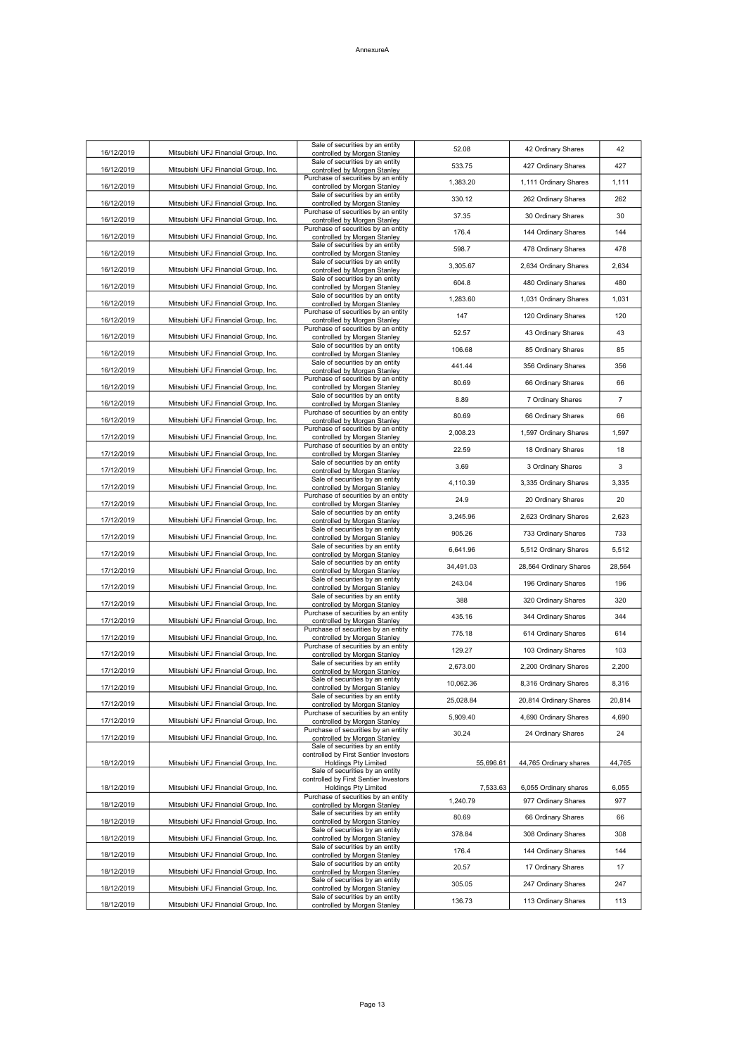AnnexureA

| | | | | | |
|---|---|---|---|---|---|
| 16/12/2019 | Mitsubishi UFJ Financial Group, Inc. | Sale of securities by an entity controlled by Morgan Stanley | 52.08 | 42 Ordinary Shares | 42 |
| 16/12/2019 | Mitsubishi UFJ Financial Group, Inc. | Sale of securities by an entity controlled by Morgan Stanley | 533.75 | 427 Ordinary Shares | 427 |
| 16/12/2019 | Mitsubishi UFJ Financial Group, Inc. | Purchase of securities by an entity controlled by Morgan Stanley | 1,383.20 | 1,111 Ordinary Shares | 1,111 |
| 16/12/2019 | Mitsubishi UFJ Financial Group, Inc. | Sale of securities by an entity controlled by Morgan Stanley | 330.12 | 262 Ordinary Shares | 262 |
| 16/12/2019 | Mitsubishi UFJ Financial Group, Inc. | Purchase of securities by an entity controlled by Morgan Stanley | 37.35 | 30 Ordinary Shares | 30 |
| 16/12/2019 | Mitsubishi UFJ Financial Group, Inc. | Purchase of securities by an entity controlled by Morgan Stanley | 176.4 | 144 Ordinary Shares | 144 |
| 16/12/2019 | Mitsubishi UFJ Financial Group, Inc. | Sale of securities by an entity controlled by Morgan Stanley | 598.7 | 478 Ordinary Shares | 478 |
| 16/12/2019 | Mitsubishi UFJ Financial Group, Inc. | Sale of securities by an entity controlled by Morgan Stanley | 3,305.67 | 2,634 Ordinary Shares | 2,634 |
| 16/12/2019 | Mitsubishi UFJ Financial Group, Inc. | Sale of securities by an entity controlled by Morgan Stanley | 604.8 | 480 Ordinary Shares | 480 |
| 16/12/2019 | Mitsubishi UFJ Financial Group, Inc. | Sale of securities by an entity controlled by Morgan Stanley | 1,283.60 | 1,031 Ordinary Shares | 1,031 |
| 16/12/2019 | Mitsubishi UFJ Financial Group, Inc. | Purchase of securities by an entity controlled by Morgan Stanley | 147 | 120 Ordinary Shares | 120 |
| 16/12/2019 | Mitsubishi UFJ Financial Group, Inc. | Purchase of securities by an entity controlled by Morgan Stanley | 52.57 | 43 Ordinary Shares | 43 |
| 16/12/2019 | Mitsubishi UFJ Financial Group, Inc. | Sale of securities by an entity controlled by Morgan Stanley | 106.68 | 85 Ordinary Shares | 85 |
| 16/12/2019 | Mitsubishi UFJ Financial Group, Inc. | Sale of securities by an entity controlled by Morgan Stanley | 441.44 | 356 Ordinary Shares | 356 |
| 16/12/2019 | Mitsubishi UFJ Financial Group, Inc. | Purchase of securities by an entity controlled by Morgan Stanley | 80.69 | 66 Ordinary Shares | 66 |
| 16/12/2019 | Mitsubishi UFJ Financial Group, Inc. | Sale of securities by an entity controlled by Morgan Stanley | 8.89 | 7 Ordinary Shares | 7 |
| 16/12/2019 | Mitsubishi UFJ Financial Group, Inc. | Purchase of securities by an entity controlled by Morgan Stanley | 80.69 | 66 Ordinary Shares | 66 |
| 17/12/2019 | Mitsubishi UFJ Financial Group, Inc. | Purchase of securities by an entity controlled by Morgan Stanley | 2,008.23 | 1,597 Ordinary Shares | 1,597 |
| 17/12/2019 | Mitsubishi UFJ Financial Group, Inc. | Purchase of securities by an entity controlled by Morgan Stanley | 22.59 | 18 Ordinary Shares | 18 |
| 17/12/2019 | Mitsubishi UFJ Financial Group, Inc. | Sale of securities by an entity controlled by Morgan Stanley | 3.69 | 3 Ordinary Shares | 3 |
| 17/12/2019 | Mitsubishi UFJ Financial Group, Inc. | Sale of securities by an entity controlled by Morgan Stanley | 4,110.39 | 3,335 Ordinary Shares | 3,335 |
| 17/12/2019 | Mitsubishi UFJ Financial Group, Inc. | Purchase of securities by an entity controlled by Morgan Stanley | 24.9 | 20 Ordinary Shares | 20 |
| 17/12/2019 | Mitsubishi UFJ Financial Group, Inc. | Sale of securities by an entity controlled by Morgan Stanley | 3,245.96 | 2,623 Ordinary Shares | 2,623 |
| 17/12/2019 | Mitsubishi UFJ Financial Group, Inc. | Sale of securities by an entity controlled by Morgan Stanley | 905.26 | 733 Ordinary Shares | 733 |
| 17/12/2019 | Mitsubishi UFJ Financial Group, Inc. | Sale of securities by an entity controlled by Morgan Stanley | 6,641.96 | 5,512 Ordinary Shares | 5,512 |
| 17/12/2019 | Mitsubishi UFJ Financial Group, Inc. | Sale of securities by an entity controlled by Morgan Stanley | 34,491.03 | 28,564 Ordinary Shares | 28,564 |
| 17/12/2019 | Mitsubishi UFJ Financial Group, Inc. | Sale of securities by an entity controlled by Morgan Stanley | 243.04 | 196 Ordinary Shares | 196 |
| 17/12/2019 | Mitsubishi UFJ Financial Group, Inc. | Sale of securities by an entity controlled by Morgan Stanley | 388 | 320 Ordinary Shares | 320 |
| 17/12/2019 | Mitsubishi UFJ Financial Group, Inc. | Purchase of securities by an entity controlled by Morgan Stanley | 435.16 | 344 Ordinary Shares | 344 |
| 17/12/2019 | Mitsubishi UFJ Financial Group, Inc. | Purchase of securities by an entity controlled by Morgan Stanley | 775.18 | 614 Ordinary Shares | 614 |
| 17/12/2019 | Mitsubishi UFJ Financial Group, Inc. | Purchase of securities by an entity controlled by Morgan Stanley | 129.27 | 103 Ordinary Shares | 103 |
| 17/12/2019 | Mitsubishi UFJ Financial Group, Inc. | Sale of securities by an entity controlled by Morgan Stanley | 2,673.00 | 2,200 Ordinary Shares | 2,200 |
| 17/12/2019 | Mitsubishi UFJ Financial Group, Inc. | Sale of securities by an entity controlled by Morgan Stanley | 10,062.36 | 8,316 Ordinary Shares | 8,316 |
| 17/12/2019 | Mitsubishi UFJ Financial Group, Inc. | Sale of securities by an entity controlled by Morgan Stanley | 25,028.84 | 20,814 Ordinary Shares | 20,814 |
| 17/12/2019 | Mitsubishi UFJ Financial Group, Inc. | Purchase of securities by an entity controlled by Morgan Stanley | 5,909.40 | 4,690 Ordinary Shares | 4,690 |
| 17/12/2019 | Mitsubishi UFJ Financial Group, Inc. | Purchase of securities by an entity controlled by Morgan Stanley | 30.24 | 24 Ordinary Shares | 24 |
| 18/12/2019 | Mitsubishi UFJ Financial Group, Inc. | Sale of securities by an entity controlled by First Sentier Investors Holdings Pty Limited | 55,696.61 | 44,765 Ordinary shares | 44,765 |
| 18/12/2019 | Mitsubishi UFJ Financial Group, Inc. | Sale of securities by an entity controlled by First Sentier Investors Holdings Pty Limited | 7,533.63 | 6,055 Ordinary shares | 6,055 |
| 18/12/2019 | Mitsubishi UFJ Financial Group, Inc. | Purchase of securities by an entity controlled by Morgan Stanley | 1,240.79 | 977 Ordinary Shares | 977 |
| 18/12/2019 | Mitsubishi UFJ Financial Group, Inc. | Sale of securities by an entity controlled by Morgan Stanley | 80.69 | 66 Ordinary Shares | 66 |
| 18/12/2019 | Mitsubishi UFJ Financial Group, Inc. | Sale of securities by an entity controlled by Morgan Stanley | 378.84 | 308 Ordinary Shares | 308 |
| 18/12/2019 | Mitsubishi UFJ Financial Group, Inc. | Sale of securities by an entity controlled by Morgan Stanley | 176.4 | 144 Ordinary Shares | 144 |
| 18/12/2019 | Mitsubishi UFJ Financial Group, Inc. | Sale of securities by an entity controlled by Morgan Stanley | 20.57 | 17 Ordinary Shares | 17 |
| 18/12/2019 | Mitsubishi UFJ Financial Group, Inc. | Sale of securities by an entity controlled by Morgan Stanley | 305.05 | 247 Ordinary Shares | 247 |
| 18/12/2019 | Mitsubishi UFJ Financial Group, Inc. | Sale of securities by an entity controlled by Morgan Stanley | 136.73 | 113 Ordinary Shares | 113 |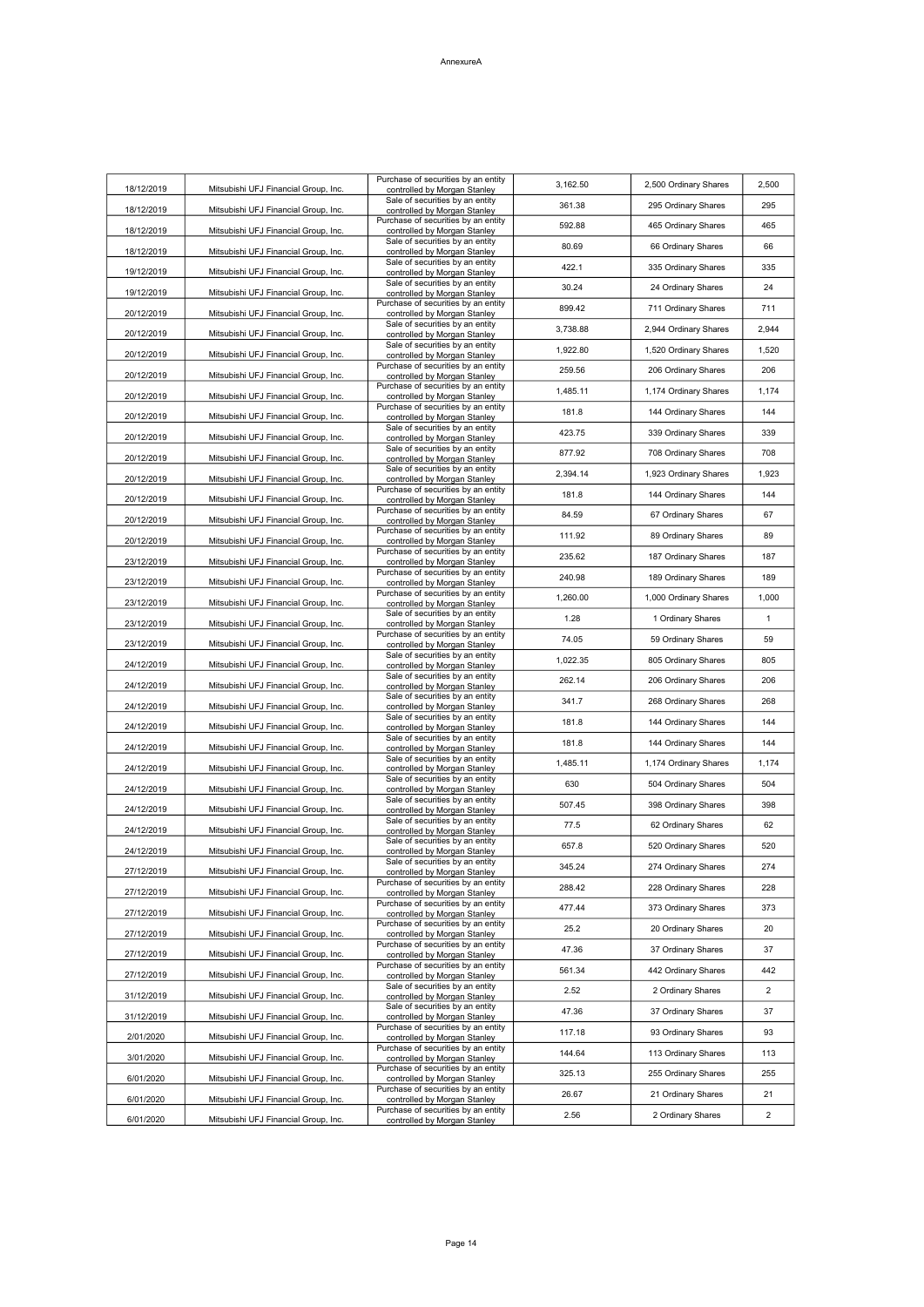AnnexureA

| | | | | | |
|---|---|---|---|---|---|
| 18/12/2019 | Mitsubishi UFJ Financial Group, Inc. | Purchase of securities by an entity controlled by Morgan Stanley | 3,162.50 | 2,500 Ordinary Shares | 2,500 |
| 18/12/2019 | Mitsubishi UFJ Financial Group, Inc. | Sale of securities by an entity controlled by Morgan Stanley | 361.38 | 295 Ordinary Shares | 295 |
| 18/12/2019 | Mitsubishi UFJ Financial Group, Inc. | Purchase of securities by an entity controlled by Morgan Stanley | 592.88 | 465 Ordinary Shares | 465 |
| 18/12/2019 | Mitsubishi UFJ Financial Group, Inc. | Sale of securities by an entity controlled by Morgan Stanley | 80.69 | 66 Ordinary Shares | 66 |
| 19/12/2019 | Mitsubishi UFJ Financial Group, Inc. | Sale of securities by an entity controlled by Morgan Stanley | 422.1 | 335 Ordinary Shares | 335 |
| 19/12/2019 | Mitsubishi UFJ Financial Group, Inc. | Sale of securities by an entity controlled by Morgan Stanley | 30.24 | 24 Ordinary Shares | 24 |
| 20/12/2019 | Mitsubishi UFJ Financial Group, Inc. | Purchase of securities by an entity controlled by Morgan Stanley | 899.42 | 711 Ordinary Shares | 711 |
| 20/12/2019 | Mitsubishi UFJ Financial Group, Inc. | Sale of securities by an entity controlled by Morgan Stanley | 3,738.88 | 2,944 Ordinary Shares | 2,944 |
| 20/12/2019 | Mitsubishi UFJ Financial Group, Inc. | Sale of securities by an entity controlled by Morgan Stanley | 1,922.80 | 1,520 Ordinary Shares | 1,520 |
| 20/12/2019 | Mitsubishi UFJ Financial Group, Inc. | Purchase of securities by an entity controlled by Morgan Stanley | 259.56 | 206 Ordinary Shares | 206 |
| 20/12/2019 | Mitsubishi UFJ Financial Group, Inc. | Purchase of securities by an entity controlled by Morgan Stanley | 1,485.11 | 1,174 Ordinary Shares | 1,174 |
| 20/12/2019 | Mitsubishi UFJ Financial Group, Inc. | Purchase of securities by an entity controlled by Morgan Stanley | 181.8 | 144 Ordinary Shares | 144 |
| 20/12/2019 | Mitsubishi UFJ Financial Group, Inc. | Sale of securities by an entity controlled by Morgan Stanley | 423.75 | 339 Ordinary Shares | 339 |
| 20/12/2019 | Mitsubishi UFJ Financial Group, Inc. | Sale of securities by an entity controlled by Morgan Stanley | 877.92 | 708 Ordinary Shares | 708 |
| 20/12/2019 | Mitsubishi UFJ Financial Group, Inc. | Sale of securities by an entity controlled by Morgan Stanley | 2,394.14 | 1,923 Ordinary Shares | 1,923 |
| 20/12/2019 | Mitsubishi UFJ Financial Group, Inc. | Purchase of securities by an entity controlled by Morgan Stanley | 181.8 | 144 Ordinary Shares | 144 |
| 20/12/2019 | Mitsubishi UFJ Financial Group, Inc. | Purchase of securities by an entity controlled by Morgan Stanley | 84.59 | 67 Ordinary Shares | 67 |
| 20/12/2019 | Mitsubishi UFJ Financial Group, Inc. | Purchase of securities by an entity controlled by Morgan Stanley | 111.92 | 89 Ordinary Shares | 89 |
| 23/12/2019 | Mitsubishi UFJ Financial Group, Inc. | Purchase of securities by an entity controlled by Morgan Stanley | 235.62 | 187 Ordinary Shares | 187 |
| 23/12/2019 | Mitsubishi UFJ Financial Group, Inc. | Purchase of securities by an entity controlled by Morgan Stanley | 240.98 | 189 Ordinary Shares | 189 |
| 23/12/2019 | Mitsubishi UFJ Financial Group, Inc. | Purchase of securities by an entity controlled by Morgan Stanley | 1,260.00 | 1,000 Ordinary Shares | 1,000 |
| 23/12/2019 | Mitsubishi UFJ Financial Group, Inc. | Sale of securities by an entity controlled by Morgan Stanley | 1.28 | 1 Ordinary Shares | 1 |
| 23/12/2019 | Mitsubishi UFJ Financial Group, Inc. | Purchase of securities by an entity controlled by Morgan Stanley | 74.05 | 59 Ordinary Shares | 59 |
| 24/12/2019 | Mitsubishi UFJ Financial Group, Inc. | Sale of securities by an entity controlled by Morgan Stanley | 1,022.35 | 805 Ordinary Shares | 805 |
| 24/12/2019 | Mitsubishi UFJ Financial Group, Inc. | Sale of securities by an entity controlled by Morgan Stanley | 262.14 | 206 Ordinary Shares | 206 |
| 24/12/2019 | Mitsubishi UFJ Financial Group, Inc. | Sale of securities by an entity controlled by Morgan Stanley | 341.7 | 268 Ordinary Shares | 268 |
| 24/12/2019 | Mitsubishi UFJ Financial Group, Inc. | Sale of securities by an entity controlled by Morgan Stanley | 181.8 | 144 Ordinary Shares | 144 |
| 24/12/2019 | Mitsubishi UFJ Financial Group, Inc. | Sale of securities by an entity controlled by Morgan Stanley | 181.8 | 144 Ordinary Shares | 144 |
| 24/12/2019 | Mitsubishi UFJ Financial Group, Inc. | Sale of securities by an entity controlled by Morgan Stanley | 1,485.11 | 1,174 Ordinary Shares | 1,174 |
| 24/12/2019 | Mitsubishi UFJ Financial Group, Inc. | Sale of securities by an entity controlled by Morgan Stanley | 630 | 504 Ordinary Shares | 504 |
| 24/12/2019 | Mitsubishi UFJ Financial Group, Inc. | Sale of securities by an entity controlled by Morgan Stanley | 507.45 | 398 Ordinary Shares | 398 |
| 24/12/2019 | Mitsubishi UFJ Financial Group, Inc. | Sale of securities by an entity controlled by Morgan Stanley | 77.5 | 62 Ordinary Shares | 62 |
| 24/12/2019 | Mitsubishi UFJ Financial Group, Inc. | Sale of securities by an entity controlled by Morgan Stanley | 657.8 | 520 Ordinary Shares | 520 |
| 27/12/2019 | Mitsubishi UFJ Financial Group, Inc. | Sale of securities by an entity controlled by Morgan Stanley | 345.24 | 274 Ordinary Shares | 274 |
| 27/12/2019 | Mitsubishi UFJ Financial Group, Inc. | Purchase of securities by an entity controlled by Morgan Stanley | 288.42 | 228 Ordinary Shares | 228 |
| 27/12/2019 | Mitsubishi UFJ Financial Group, Inc. | Purchase of securities by an entity controlled by Morgan Stanley | 477.44 | 373 Ordinary Shares | 373 |
| 27/12/2019 | Mitsubishi UFJ Financial Group, Inc. | Purchase of securities by an entity controlled by Morgan Stanley | 25.2 | 20 Ordinary Shares | 20 |
| 27/12/2019 | Mitsubishi UFJ Financial Group, Inc. | Purchase of securities by an entity controlled by Morgan Stanley | 47.36 | 37 Ordinary Shares | 37 |
| 27/12/2019 | Mitsubishi UFJ Financial Group, Inc. | Purchase of securities by an entity controlled by Morgan Stanley | 561.34 | 442 Ordinary Shares | 442 |
| 31/12/2019 | Mitsubishi UFJ Financial Group, Inc. | Sale of securities by an entity controlled by Morgan Stanley | 2.52 | 2 Ordinary Shares | 2 |
| 31/12/2019 | Mitsubishi UFJ Financial Group, Inc. | Sale of securities by an entity controlled by Morgan Stanley | 47.36 | 37 Ordinary Shares | 37 |
| 2/01/2020 | Mitsubishi UFJ Financial Group, Inc. | Purchase of securities by an entity controlled by Morgan Stanley | 117.18 | 93 Ordinary Shares | 93 |
| 3/01/2020 | Mitsubishi UFJ Financial Group, Inc. | Purchase of securities by an entity controlled by Morgan Stanley | 144.64 | 113 Ordinary Shares | 113 |
| 6/01/2020 | Mitsubishi UFJ Financial Group, Inc. | Purchase of securities by an entity controlled by Morgan Stanley | 325.13 | 255 Ordinary Shares | 255 |
| 6/01/2020 | Mitsubishi UFJ Financial Group, Inc. | Purchase of securities by an entity controlled by Morgan Stanley | 26.67 | 21 Ordinary Shares | 21 |
| 6/01/2020 | Mitsubishi UFJ Financial Group, Inc. | Purchase of securities by an entity controlled by Morgan Stanley | 2.56 | 2 Ordinary Shares | 2 |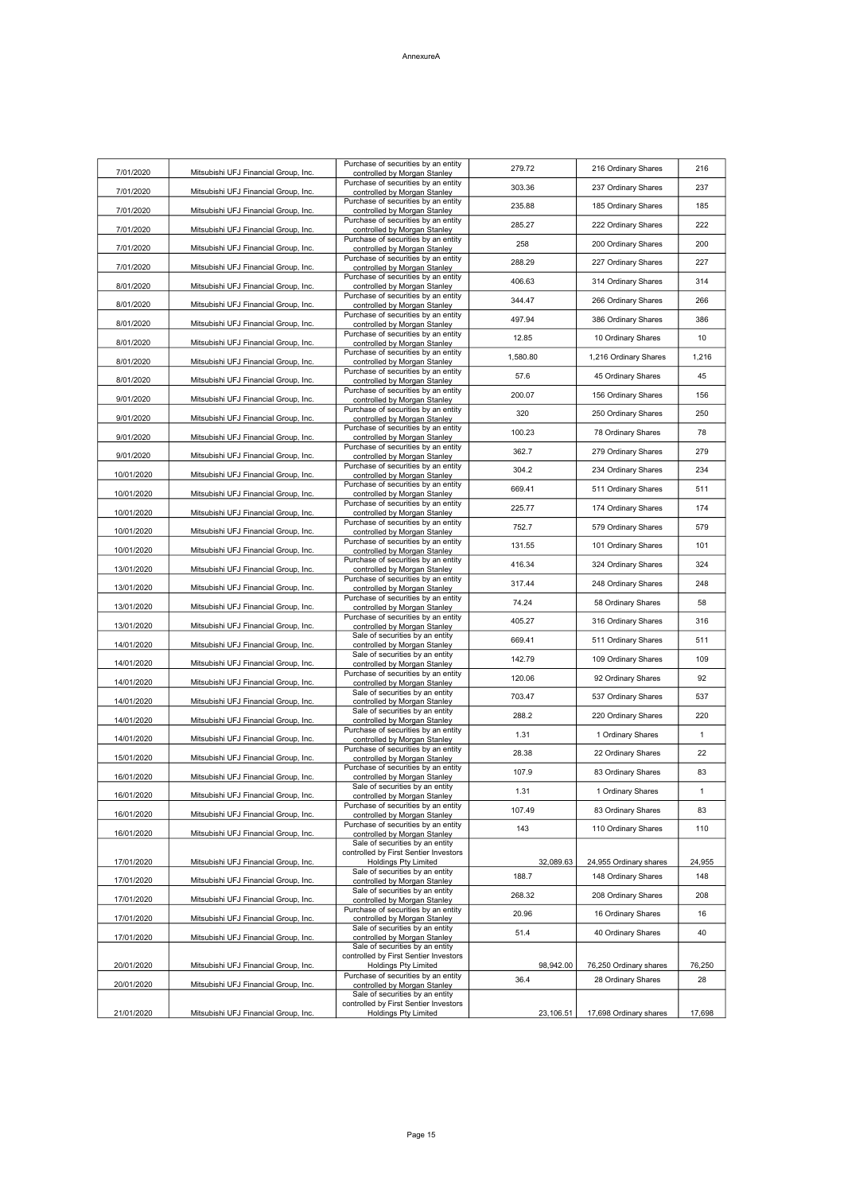AnnexureA

| | | | | | |
|---|---|---|---|---|---|
| 7/01/2020 | Mitsubishi UFJ Financial Group, Inc. | Purchase of securities by an entity controlled by Morgan Stanley | 279.72 | 216 Ordinary Shares | 216 |
| 7/01/2020 | Mitsubishi UFJ Financial Group, Inc. | Purchase of securities by an entity controlled by Morgan Stanley | 303.36 | 237 Ordinary Shares | 237 |
| 7/01/2020 | Mitsubishi UFJ Financial Group, Inc. | Purchase of securities by an entity controlled by Morgan Stanley | 235.88 | 185 Ordinary Shares | 185 |
| 7/01/2020 | Mitsubishi UFJ Financial Group, Inc. | Purchase of securities by an entity controlled by Morgan Stanley | 285.27 | 222 Ordinary Shares | 222 |
| 7/01/2020 | Mitsubishi UFJ Financial Group, Inc. | Purchase of securities by an entity controlled by Morgan Stanley | 258 | 200 Ordinary Shares | 200 |
| 7/01/2020 | Mitsubishi UFJ Financial Group, Inc. | Purchase of securities by an entity controlled by Morgan Stanley | 288.29 | 227 Ordinary Shares | 227 |
| 8/01/2020 | Mitsubishi UFJ Financial Group, Inc. | Purchase of securities by an entity controlled by Morgan Stanley | 406.63 | 314 Ordinary Shares | 314 |
| 8/01/2020 | Mitsubishi UFJ Financial Group, Inc. | Purchase of securities by an entity controlled by Morgan Stanley | 344.47 | 266 Ordinary Shares | 266 |
| 8/01/2020 | Mitsubishi UFJ Financial Group, Inc. | Purchase of securities by an entity controlled by Morgan Stanley | 497.94 | 386 Ordinary Shares | 386 |
| 8/01/2020 | Mitsubishi UFJ Financial Group, Inc. | Purchase of securities by an entity controlled by Morgan Stanley | 12.85 | 10 Ordinary Shares | 10 |
| 8/01/2020 | Mitsubishi UFJ Financial Group, Inc. | Purchase of securities by an entity controlled by Morgan Stanley | 1,580.80 | 1,216 Ordinary Shares | 1,216 |
| 8/01/2020 | Mitsubishi UFJ Financial Group, Inc. | Purchase of securities by an entity controlled by Morgan Stanley | 57.6 | 45 Ordinary Shares | 45 |
| 9/01/2020 | Mitsubishi UFJ Financial Group, Inc. | Purchase of securities by an entity controlled by Morgan Stanley | 200.07 | 156 Ordinary Shares | 156 |
| 9/01/2020 | Mitsubishi UFJ Financial Group, Inc. | Purchase of securities by an entity controlled by Morgan Stanley | 320 | 250 Ordinary Shares | 250 |
| 9/01/2020 | Mitsubishi UFJ Financial Group, Inc. | Purchase of securities by an entity controlled by Morgan Stanley | 100.23 | 78 Ordinary Shares | 78 |
| 9/01/2020 | Mitsubishi UFJ Financial Group, Inc. | Purchase of securities by an entity controlled by Morgan Stanley | 362.7 | 279 Ordinary Shares | 279 |
| 10/01/2020 | Mitsubishi UFJ Financial Group, Inc. | Purchase of securities by an entity controlled by Morgan Stanley | 304.2 | 234 Ordinary Shares | 234 |
| 10/01/2020 | Mitsubishi UFJ Financial Group, Inc. | Purchase of securities by an entity controlled by Morgan Stanley | 669.41 | 511 Ordinary Shares | 511 |
| 10/01/2020 | Mitsubishi UFJ Financial Group, Inc. | Purchase of securities by an entity controlled by Morgan Stanley | 225.77 | 174 Ordinary Shares | 174 |
| 10/01/2020 | Mitsubishi UFJ Financial Group, Inc. | Purchase of securities by an entity controlled by Morgan Stanley | 752.7 | 579 Ordinary Shares | 579 |
| 10/01/2020 | Mitsubishi UFJ Financial Group, Inc. | Purchase of securities by an entity controlled by Morgan Stanley | 131.55 | 101 Ordinary Shares | 101 |
| 13/01/2020 | Mitsubishi UFJ Financial Group, Inc. | Purchase of securities by an entity controlled by Morgan Stanley | 416.34 | 324 Ordinary Shares | 324 |
| 13/01/2020 | Mitsubishi UFJ Financial Group, Inc. | Purchase of securities by an entity controlled by Morgan Stanley | 317.44 | 248 Ordinary Shares | 248 |
| 13/01/2020 | Mitsubishi UFJ Financial Group, Inc. | Purchase of securities by an entity controlled by Morgan Stanley | 74.24 | 58 Ordinary Shares | 58 |
| 13/01/2020 | Mitsubishi UFJ Financial Group, Inc. | Purchase of securities by an entity controlled by Morgan Stanley | 405.27 | 316 Ordinary Shares | 316 |
| 14/01/2020 | Mitsubishi UFJ Financial Group, Inc. | Sale of securities by an entity controlled by Morgan Stanley | 669.41 | 511 Ordinary Shares | 511 |
| 14/01/2020 | Mitsubishi UFJ Financial Group, Inc. | Sale of securities by an entity controlled by Morgan Stanley | 142.79 | 109 Ordinary Shares | 109 |
| 14/01/2020 | Mitsubishi UFJ Financial Group, Inc. | Purchase of securities by an entity controlled by Morgan Stanley | 120.06 | 92 Ordinary Shares | 92 |
| 14/01/2020 | Mitsubishi UFJ Financial Group, Inc. | Sale of securities by an entity controlled by Morgan Stanley | 703.47 | 537 Ordinary Shares | 537 |
| 14/01/2020 | Mitsubishi UFJ Financial Group, Inc. | Sale of securities by an entity controlled by Morgan Stanley | 288.2 | 220 Ordinary Shares | 220 |
| 14/01/2020 | Mitsubishi UFJ Financial Group, Inc. | Purchase of securities by an entity controlled by Morgan Stanley | 1.31 | 1 Ordinary Shares | 1 |
| 15/01/2020 | Mitsubishi UFJ Financial Group, Inc. | Purchase of securities by an entity controlled by Morgan Stanley | 28.38 | 22 Ordinary Shares | 22 |
| 16/01/2020 | Mitsubishi UFJ Financial Group, Inc. | Purchase of securities by an entity controlled by Morgan Stanley | 107.9 | 83 Ordinary Shares | 83 |
| 16/01/2020 | Mitsubishi UFJ Financial Group, Inc. | Sale of securities by an entity controlled by Morgan Stanley | 1.31 | 1 Ordinary Shares | 1 |
| 16/01/2020 | Mitsubishi UFJ Financial Group, Inc. | Purchase of securities by an entity controlled by Morgan Stanley | 107.49 | 83 Ordinary Shares | 83 |
| 16/01/2020 | Mitsubishi UFJ Financial Group, Inc. | Purchase of securities by an entity controlled by Morgan Stanley | 143 | 110 Ordinary Shares | 110 |
| 17/01/2020 | Mitsubishi UFJ Financial Group, Inc. | Sale of securities by an entity controlled by First Sentier Investors Holdings Pty Limited | 32,089.63 | 24,955 Ordinary shares | 24,955 |
| 17/01/2020 | Mitsubishi UFJ Financial Group, Inc. | Sale of securities by an entity controlled by Morgan Stanley | 188.7 | 148 Ordinary Shares | 148 |
| 17/01/2020 | Mitsubishi UFJ Financial Group, Inc. | Sale of securities by an entity controlled by Morgan Stanley | 268.32 | 208 Ordinary Shares | 208 |
| 17/01/2020 | Mitsubishi UFJ Financial Group, Inc. | Purchase of securities by an entity controlled by Morgan Stanley | 20.96 | 16 Ordinary Shares | 16 |
| 17/01/2020 | Mitsubishi UFJ Financial Group, Inc. | Sale of securities by an entity controlled by Morgan Stanley | 51.4 | 40 Ordinary Shares | 40 |
| 20/01/2020 | Mitsubishi UFJ Financial Group, Inc. | Sale of securities by an entity controlled by First Sentier Investors Holdings Pty Limited | 98,942.00 | 76,250 Ordinary shares | 76,250 |
| 20/01/2020 | Mitsubishi UFJ Financial Group, Inc. | Purchase of securities by an entity controlled by Morgan Stanley | 36.4 | 28 Ordinary Shares | 28 |
| 21/01/2020 | Mitsubishi UFJ Financial Group, Inc. | Sale of securities by an entity controlled by First Sentier Investors Holdings Pty Limited | 23,106.51 | 17,698 Ordinary shares | 17,698 |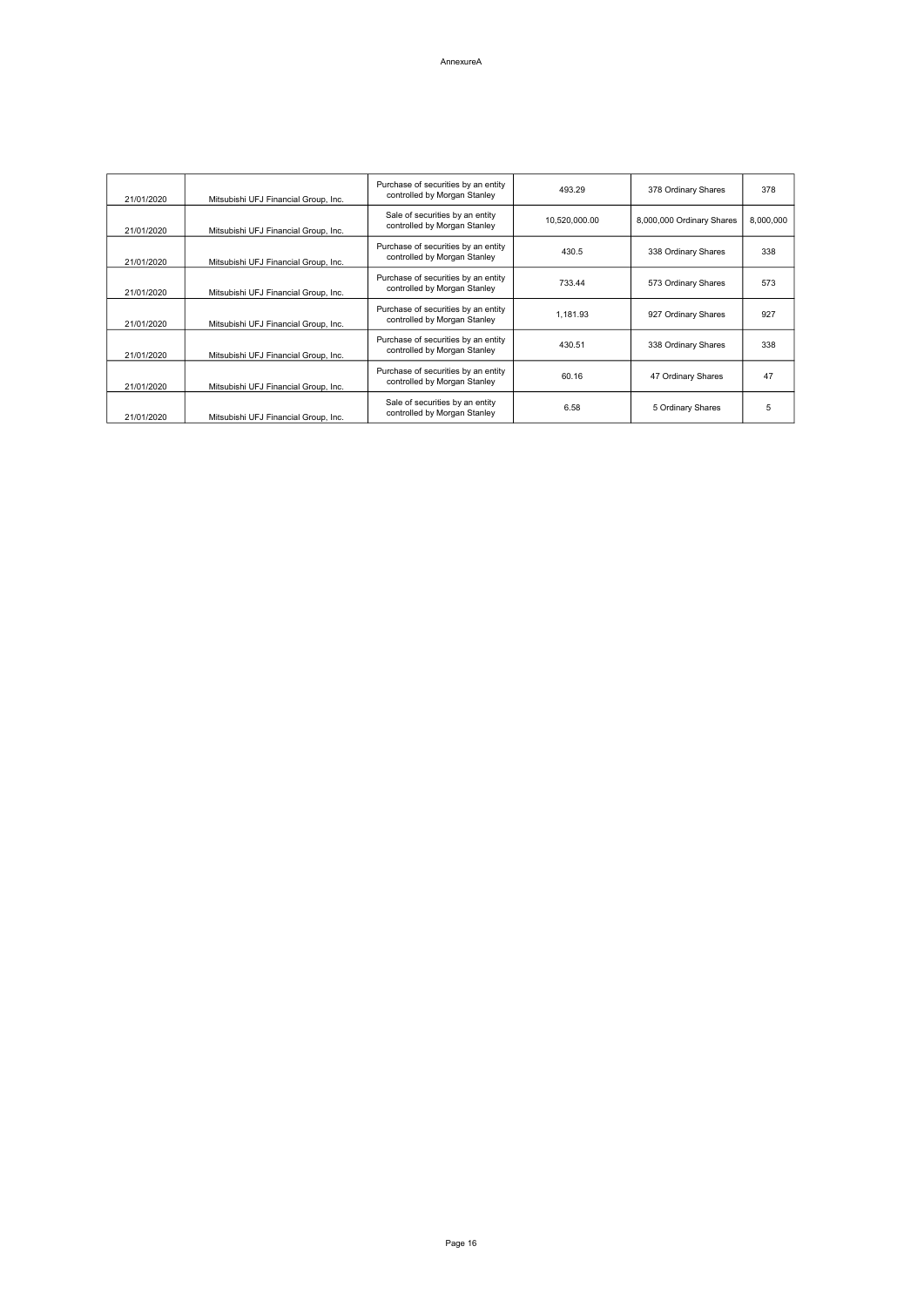AnnexureA

| | | | | | |
|---|---|---|---|---|---|
| 21/01/2020 | Mitsubishi UFJ Financial Group, Inc. | Purchase of securities by an entity controlled by Morgan Stanley | 493.29 | 378 Ordinary Shares | 378 |
| 21/01/2020 | Mitsubishi UFJ Financial Group, Inc. | Sale of securities by an entity controlled by Morgan Stanley | 10,520,000.00 | 8,000,000 Ordinary Shares | 8,000,000 |
| 21/01/2020 | Mitsubishi UFJ Financial Group, Inc. | Purchase of securities by an entity controlled by Morgan Stanley | 430.5 | 338 Ordinary Shares | 338 |
| 21/01/2020 | Mitsubishi UFJ Financial Group, Inc. | Purchase of securities by an entity controlled by Morgan Stanley | 733.44 | 573 Ordinary Shares | 573 |
| 21/01/2020 | Mitsubishi UFJ Financial Group, Inc. | Purchase of securities by an entity controlled by Morgan Stanley | 1,181.93 | 927 Ordinary Shares | 927 |
| 21/01/2020 | Mitsubishi UFJ Financial Group, Inc. | Purchase of securities by an entity controlled by Morgan Stanley | 430.51 | 338 Ordinary Shares | 338 |
| 21/01/2020 | Mitsubishi UFJ Financial Group, Inc. | Purchase of securities by an entity controlled by Morgan Stanley | 60.16 | 47 Ordinary Shares | 47 |
| 21/01/2020 | Mitsubishi UFJ Financial Group, Inc. | Sale of securities by an entity controlled by Morgan Stanley | 6.58 | 5 Ordinary Shares | 5 |